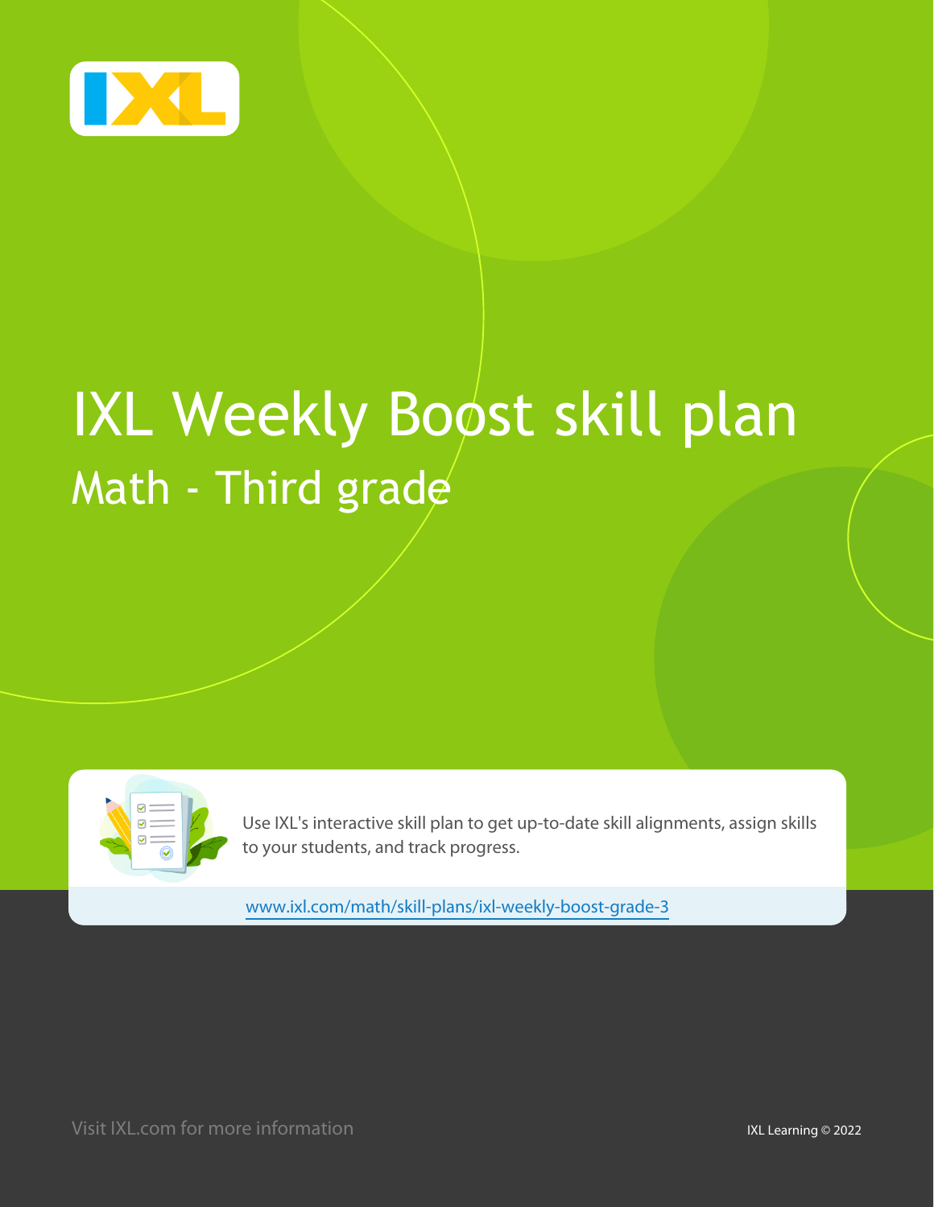# IXL Weekly Boost skill plan

## Math - Third grade

Use IXL's interactive skill plan to get up-to-date skill alignments, assign skills to your students, and track progress.

www.ixl.com/math/skill-plans/ixl-weekly-boost-grade-3

Visit IXL.com for more information

IXL Learning © 2022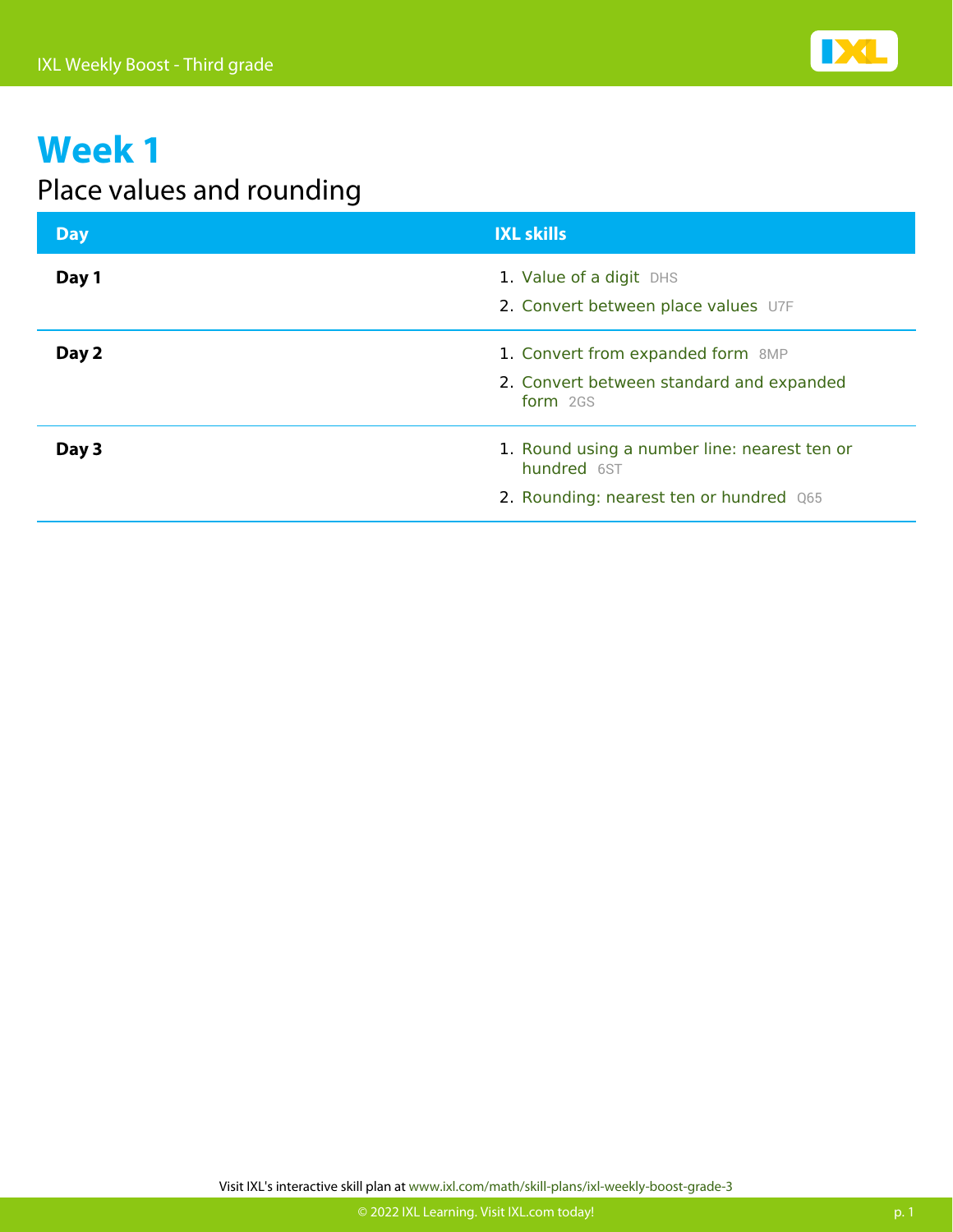# Week 1

## Place values and rounding

| Day | IXL skills |
| --- | --- |
| **Day 1** | 1. Value of a digit DHS<br>2. Convert between place values U7F |
| **Day 2** | 1. Convert from expanded form 8MP<br>2. Convert between standard and expanded form 2GS |
| **Day 3** | 1. Round using a number line: nearest ten or hundred 6ST<br>2. Rounding: nearest ten or hundred Q65 |

Visit IXL's interactive skill plan at www.ixl.com/math/skill-plans/ixl-weekly-boost-grade-3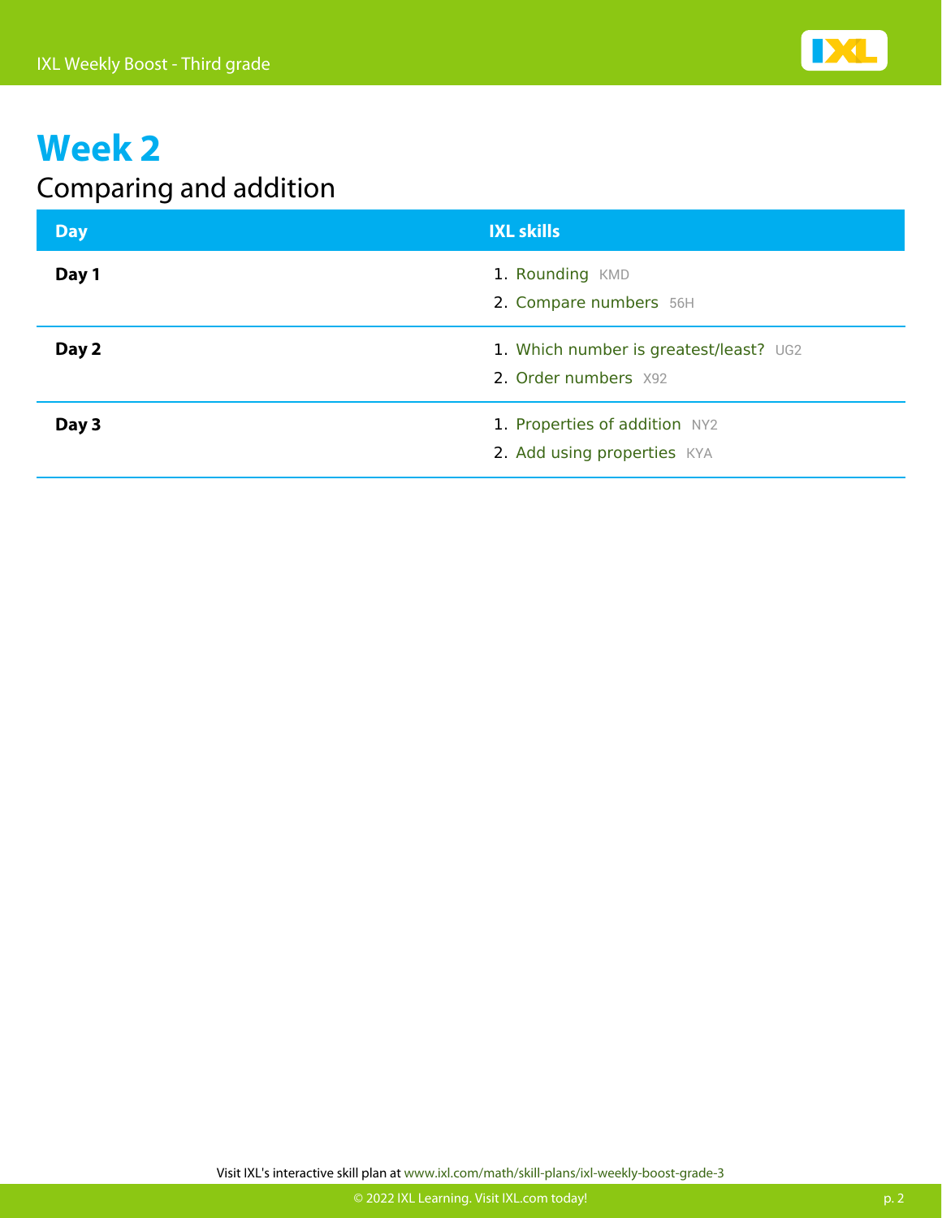# Week 2

## Comparing and addition

| Day | IXL skills |
| --- | --- |
| **Day 1** | 1. Rounding KMD<br>2. Compare numbers 56H |
| **Day 2** | 1. Which number is greatest/least? UG2<br>2. Order numbers X92 |
| **Day 3** | 1. Properties of addition NY2<br>2. Add using properties KYA |

Visit IXL's interactive skill plan at www.ixl.com/math/skill-plans/ixl-weekly-boost-grade-3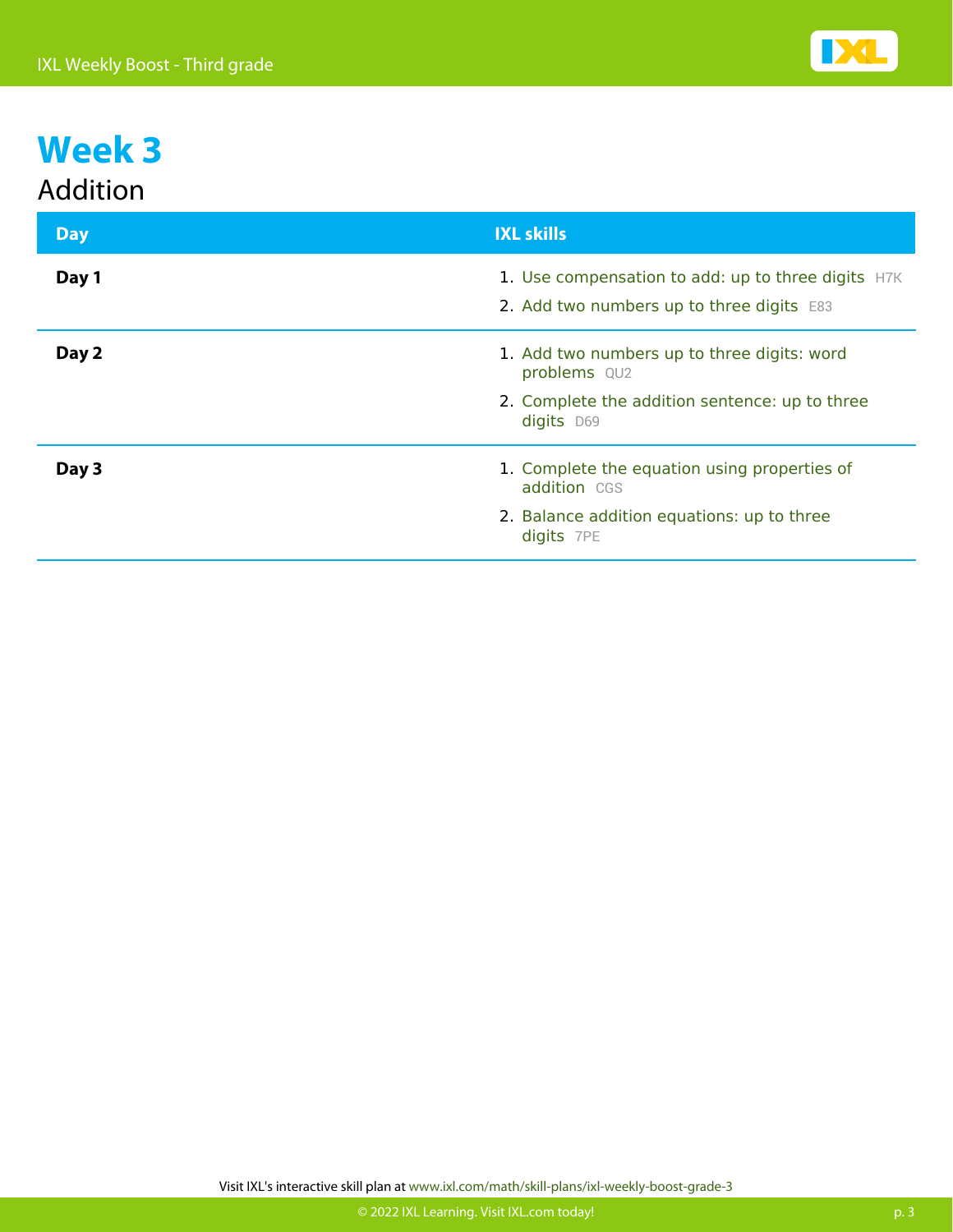# Week 3

## Addition

| Day | IXL skills |
| --- | --- |
| **Day 1** | 1. Use compensation to add: up to three digits H7K<br>2. Add two numbers up to three digits E83 |
| **Day 2** | 1. Add two numbers up to three digits: word problems QU2<br>2. Complete the addition sentence: up to three digits D69 |
| **Day 3** | 1. Complete the equation using properties of addition CGS<br>2. Balance addition equations: up to three digits 7PE |

Visit IXL's interactive skill plan at www.ixl.com/math/skill-plans/ixl-weekly-boost-grade-3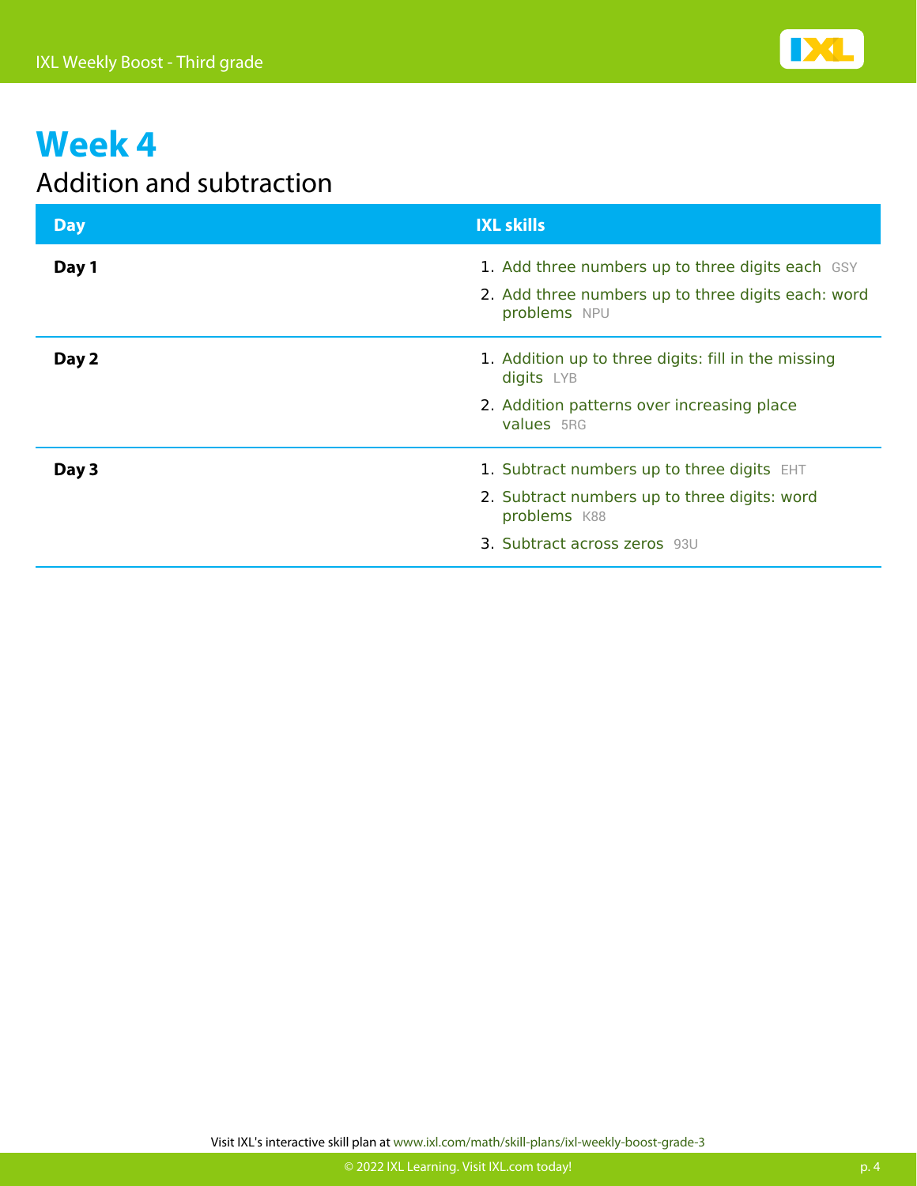# Week 4

## Addition and subtraction

| Day | IXL skills |
| --- | --- |
| **Day 1** | 1. Add three numbers up to three digits each GSY<br>2. Add three numbers up to three digits each: word problems NPU |
| **Day 2** | 1. Addition up to three digits: fill in the missing digits LYB<br>2. Addition patterns over increasing place values 5RG |
| **Day 3** | 1. Subtract numbers up to three digits EHT<br>2. Subtract numbers up to three digits: word problems K88<br>3. Subtract across zeros 93U |

Visit IXL's interactive skill plan at www.ixl.com/math/skill-plans/ixl-weekly-boost-grade-3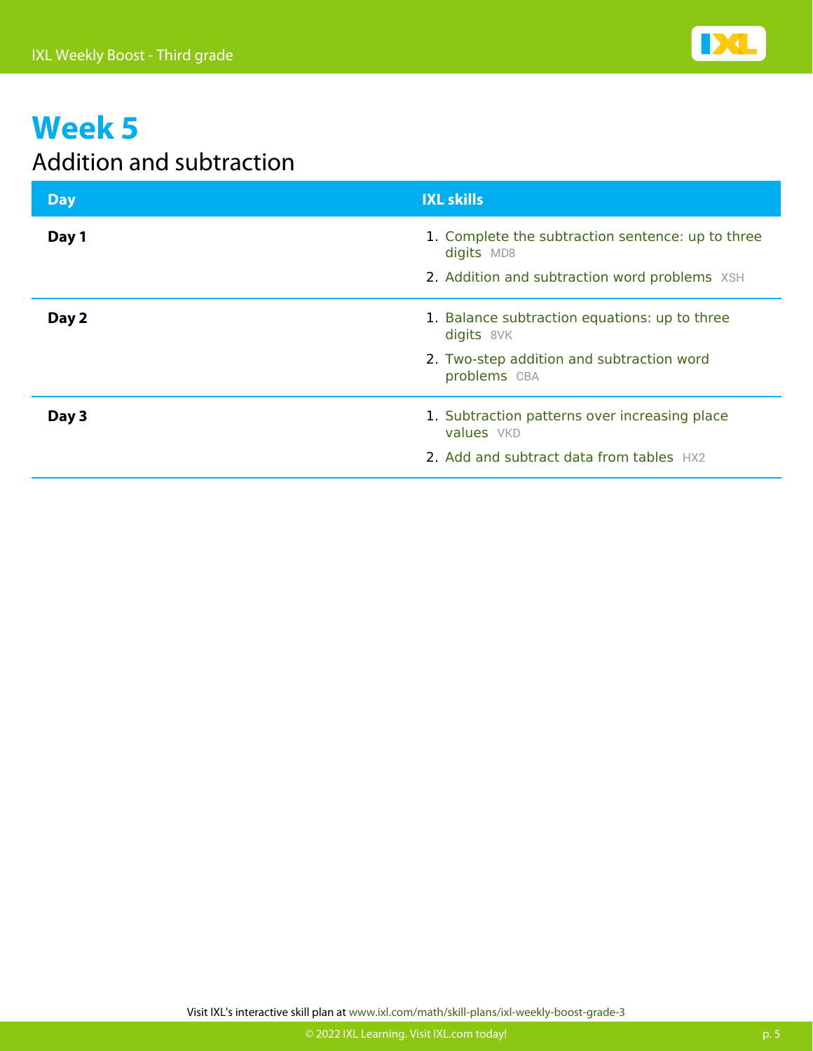# Week 5

## Addition and subtraction

| Day | IXL skills |
| --- | --- |
| **Day 1** | 1. Complete the subtraction sentence: up to three digits MD8<br>2. Addition and subtraction word problems XSH |
| **Day 2** | 1. Balance subtraction equations: up to three digits 8VK<br>2. Two-step addition and subtraction word problems CBA |
| **Day 3** | 1. Subtraction patterns over increasing place values VKD<br>2. Add and subtract data from tables HX2 |

Visit IXL's interactive skill plan at www.ixl.com/math/skill-plans/ixl-weekly-boost-grade-3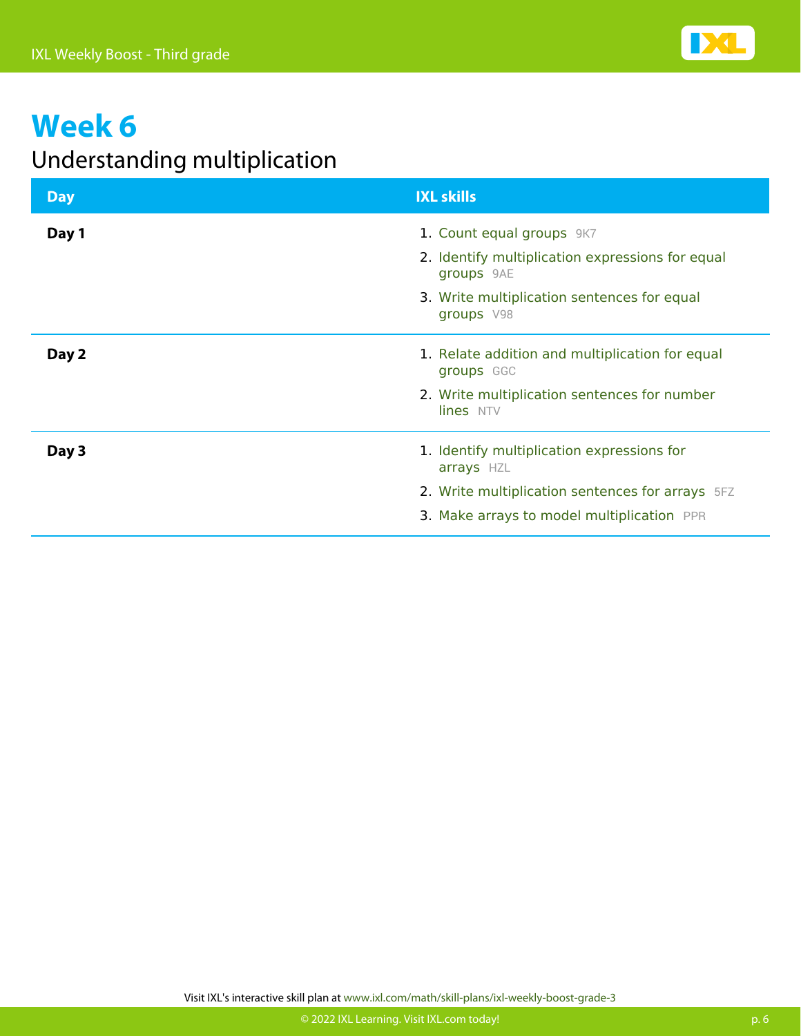# Week 6

## Understanding multiplication

| Day | IXL skills |
| --- | --- |
| **Day 1** | 1. Count equal groups 9K7<br>2. Identify multiplication expressions for equal groups 9AE<br>3. Write multiplication sentences for equal groups V98 |
| **Day 2** | 1. Relate addition and multiplication for equal groups GGC<br>2. Write multiplication sentences for number lines NTV |
| **Day 3** | 1. Identify multiplication expressions for arrays HZL<br>2. Write multiplication sentences for arrays 5FZ<br>3. Make arrays to model multiplication PPR |

Visit IXL's interactive skill plan at www.ixl.com/math/skill-plans/ixl-weekly-boost-grade-3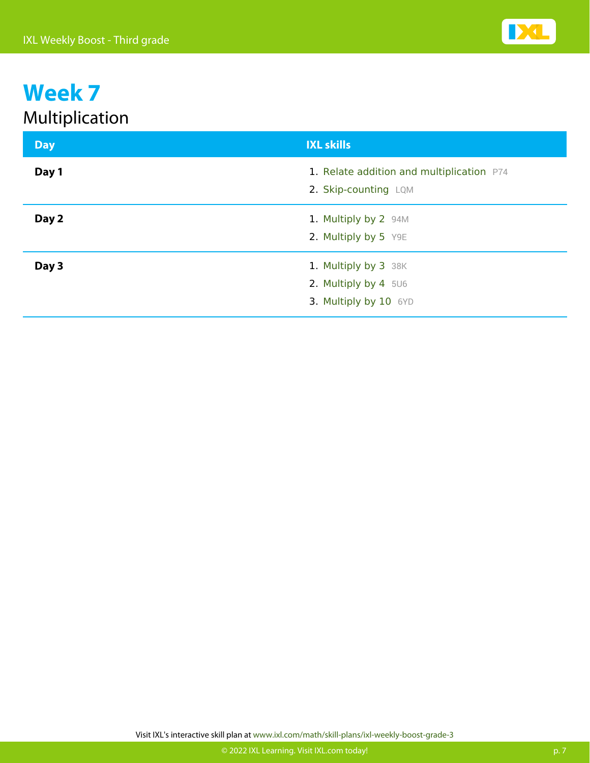# Week 7

## Multiplication

| Day | IXL skills |
| --- | --- |
| **Day 1** | 1. Relate addition and multiplication P74<br>2. Skip-counting LQM |
| **Day 2** | 1. Multiply by 2 94M<br>2. Multiply by 5 Y9E |
| **Day 3** | 1. Multiply by 3 38K<br>2. Multiply by 4 5U6<br>3. Multiply by 10 6YD |

Visit IXL's interactive skill plan at www.ixl.com/math/skill-plans/ixl-weekly-boost-grade-3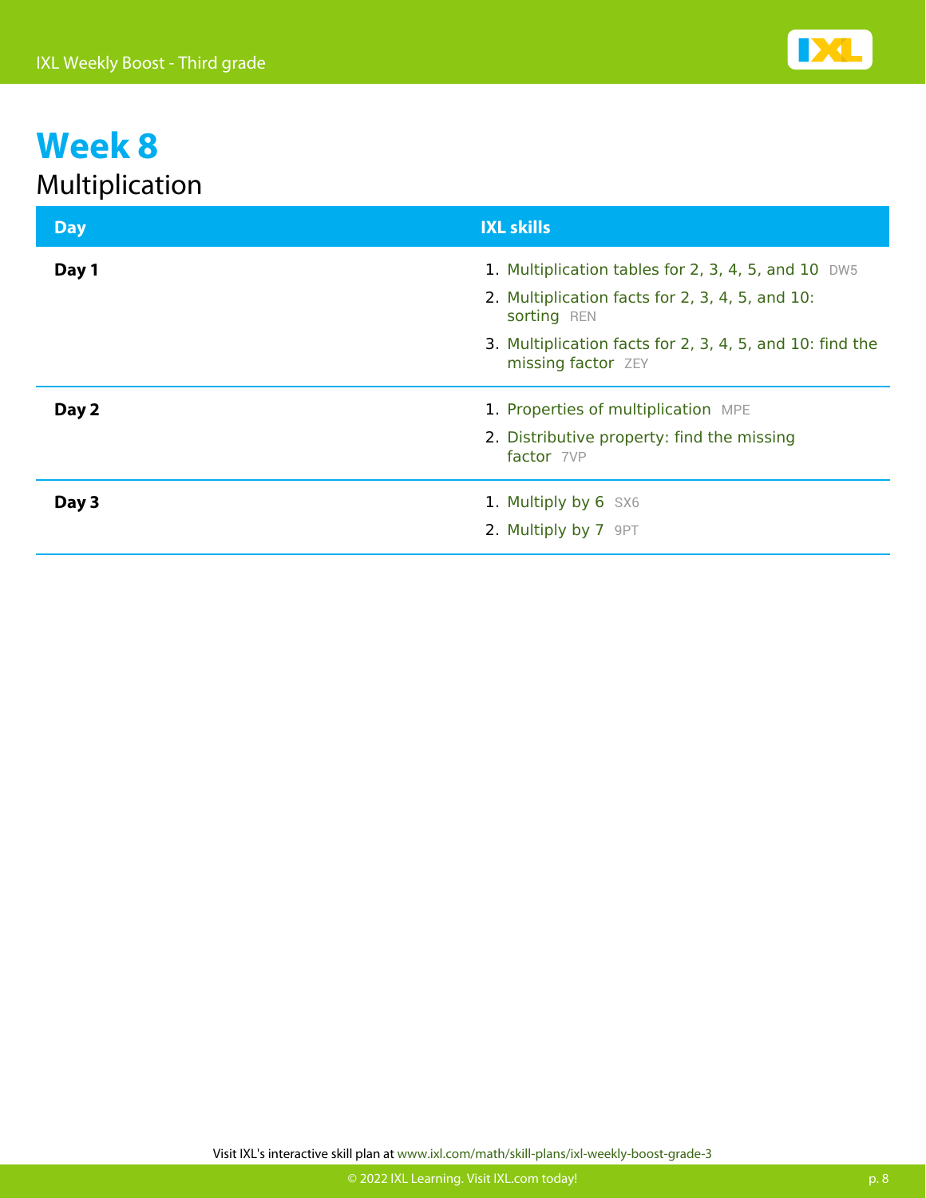# Week 8

## Multiplication

| Day | IXL skills |
| --- | --- |
| **Day 1** | 1. Multiplication tables for 2, 3, 4, 5, and 10 DW5<br>2. Multiplication facts for 2, 3, 4, 5, and 10: sorting REN<br>3. Multiplication facts for 2, 3, 4, 5, and 10: find the missing factor ZEY |
| **Day 2** | 1. Properties of multiplication MPE<br>2. Distributive property: find the missing factor 7VP |
| **Day 3** | 1. Multiply by 6 SX6<br>2. Multiply by 7 9PT |

Visit IXL's interactive skill plan at www.ixl.com/math/skill-plans/ixl-weekly-boost-grade-3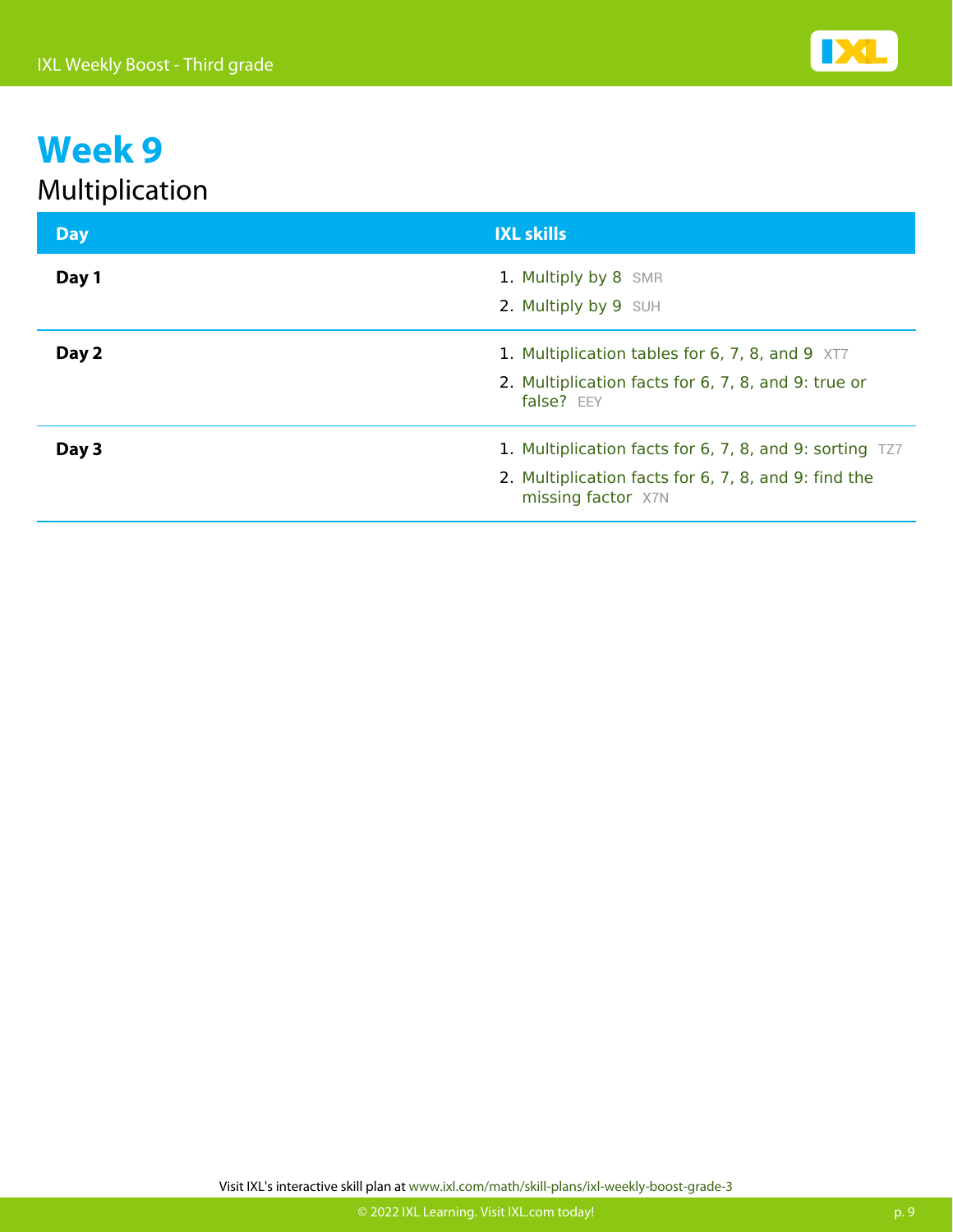# Week 9

## Multiplication

| Day | IXL skills |
|---|---|
| **Day 1** | 1. Multiply by 8 SMR<br>2. Multiply by 9 SUH |
| **Day 2** | 1. Multiplication tables for 6, 7, 8, and 9 XT7<br>2. Multiplication facts for 6, 7, 8, and 9: true or false? EEY |
| **Day 3** | 1. Multiplication facts for 6, 7, 8, and 9: sorting TZ7<br>2. Multiplication facts for 6, 7, 8, and 9: find the missing factor X7N |

Visit IXL's interactive skill plan at www.ixl.com/math/skill-plans/ixl-weekly-boost-grade-3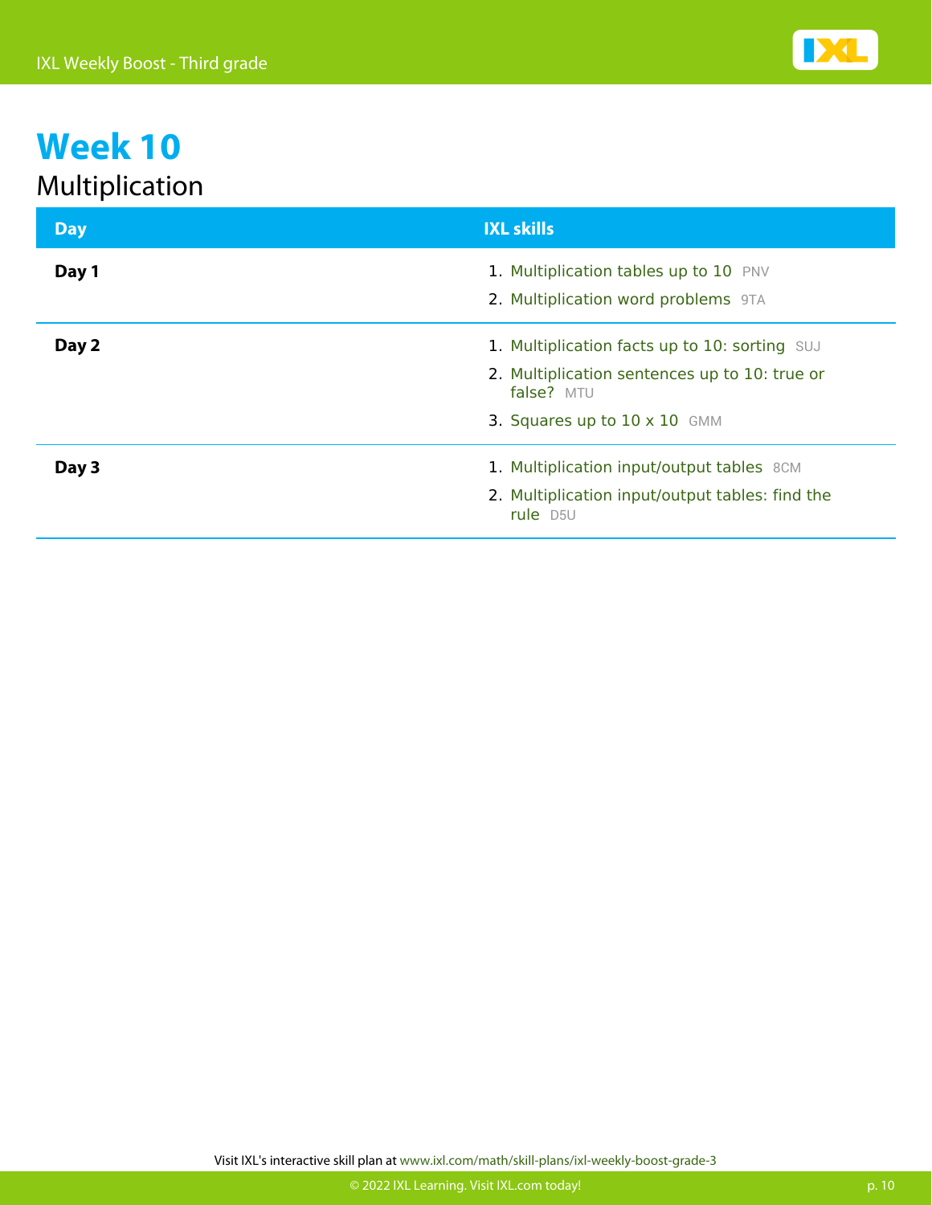# Week 10

## Multiplication

| Day | IXL skills |
| --- | --- |
| **Day 1** | 1. Multiplication tables up to 10 PNV<br>2. Multiplication word problems 9TA |
| **Day 2** | 1. Multiplication facts up to 10: sorting SUJ<br>2. Multiplication sentences up to 10: true or false? MTU<br>3. Squares up to 10 x 10 GMM |
| **Day 3** | 1. Multiplication input/output tables 8CM<br>2. Multiplication input/output tables: find the rule D5U |

Visit IXL's interactive skill plan at www.ixl.com/math/skill-plans/ixl-weekly-boost-grade-3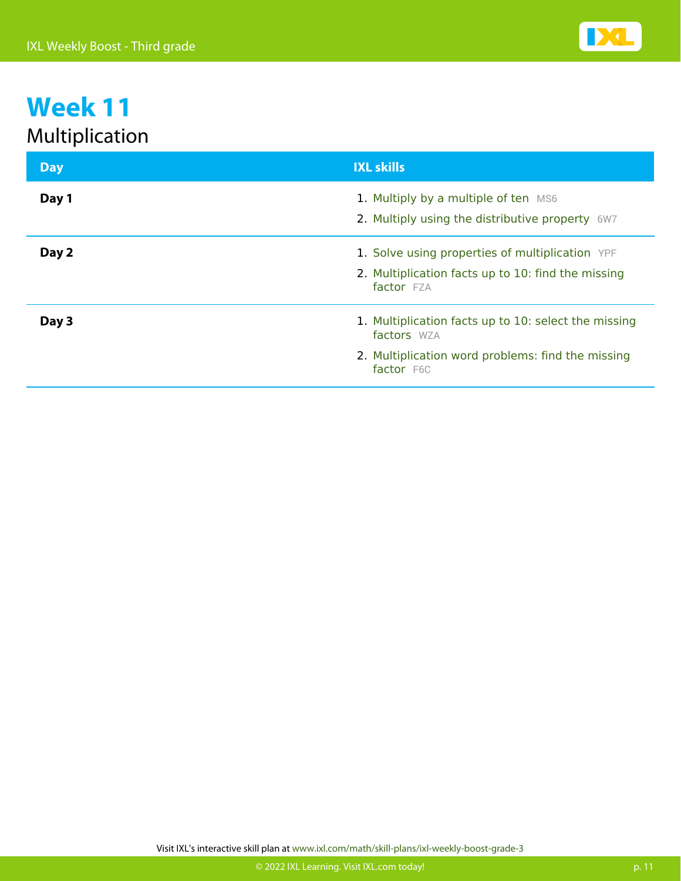# Week 11

## Multiplication

| Day | IXL skills |
|---|---|
| **Day 1** | 1. Multiply by a multiple of ten MS6<br>2. Multiply using the distributive property 6W7 |
| **Day 2** | 1. Solve using properties of multiplication YPF<br>2. Multiplication facts up to 10: find the missing factor FZA |
| **Day 3** | 1. Multiplication facts up to 10: select the missing factors WZA<br>2. Multiplication word problems: find the missing factor F6C |

Visit IXL's interactive skill plan at www.ixl.com/math/skill-plans/ixl-weekly-boost-grade-3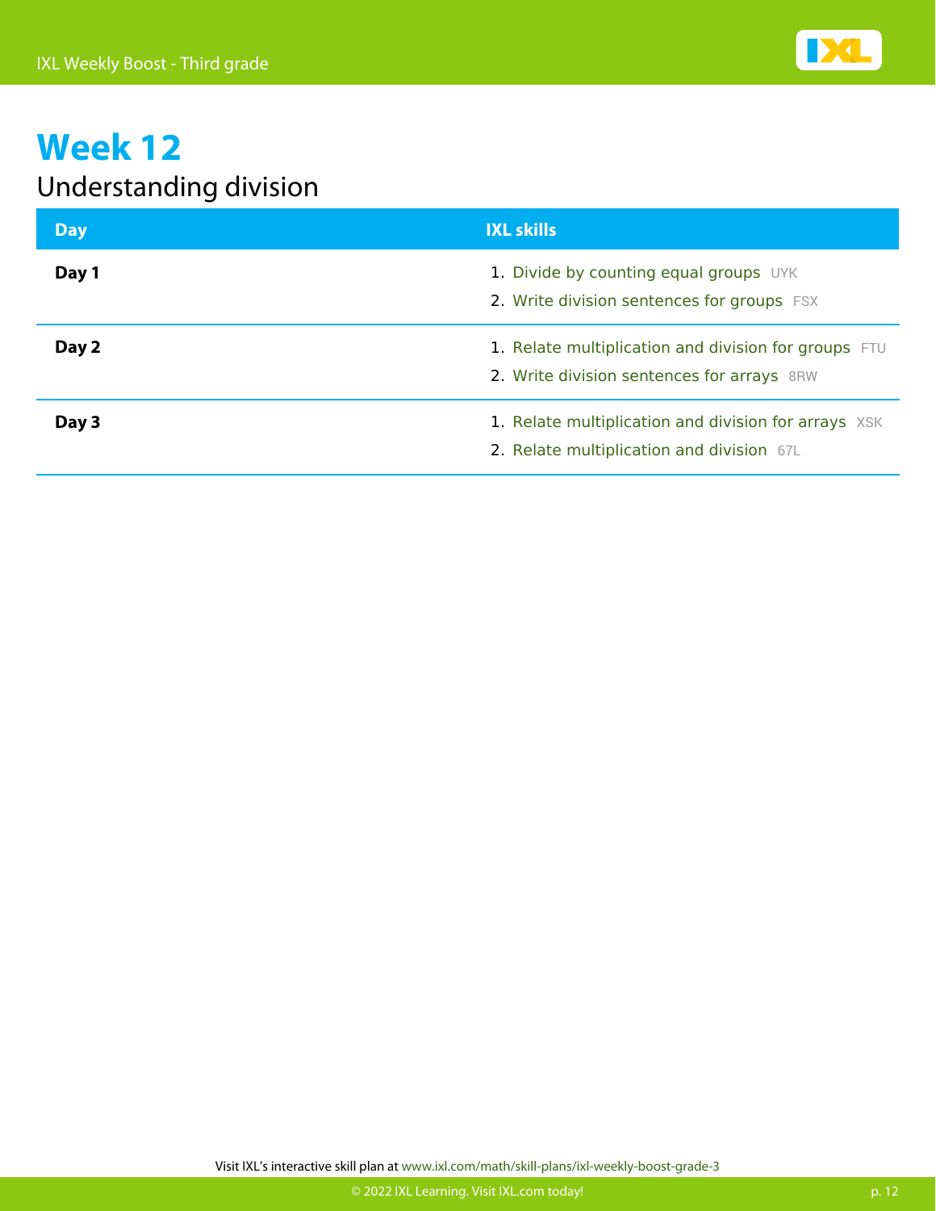# Week 12

## Understanding division

| Day | IXL skills |
| --- | --- |
| **Day 1** | 1. Divide by counting equal groups UYK<br>2. Write division sentences for groups FSX |
| **Day 2** | 1. Relate multiplication and division for groups FTU<br>2. Write division sentences for arrays 8RW |
| **Day 3** | 1. Relate multiplication and division for arrays XSK<br>2. Relate multiplication and division 67L |

Visit IXL's interactive skill plan at www.ixl.com/math/skill-plans/ixl-weekly-boost-grade-3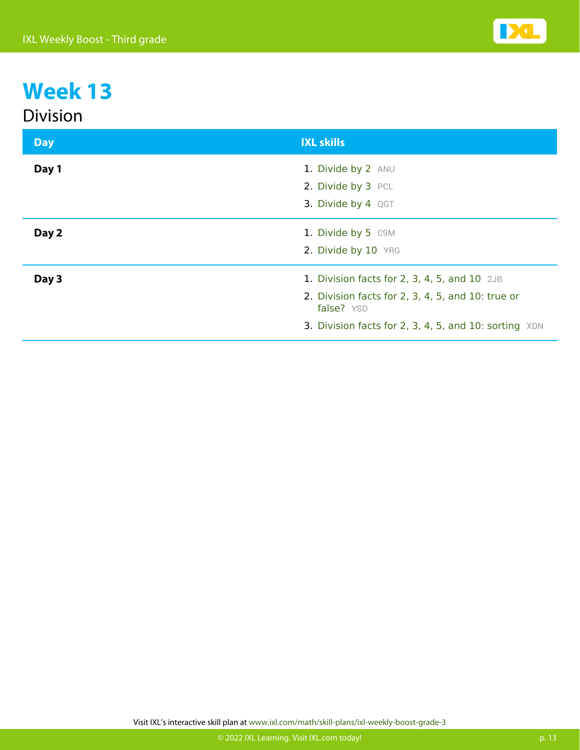# Week 13

## Division

| Day | IXL skills |
| --- | --- |
| **Day 1** | 1. Divide by 2 ANU<br>2. Divide by 3 PCL<br>3. Divide by 4 QGT |
| **Day 2** | 1. Divide by 5 C9M<br>2. Divide by 10 YRG |
| **Day 3** | 1. Division facts for 2, 3, 4, 5, and 10 2JB<br>2. Division facts for 2, 3, 4, 5, and 10: true or false? YSD<br>3. Division facts for 2, 3, 4, 5, and 10: sorting XDN |

Visit IXL's interactive skill plan at www.ixl.com/math/skill-plans/ixl-weekly-boost-grade-3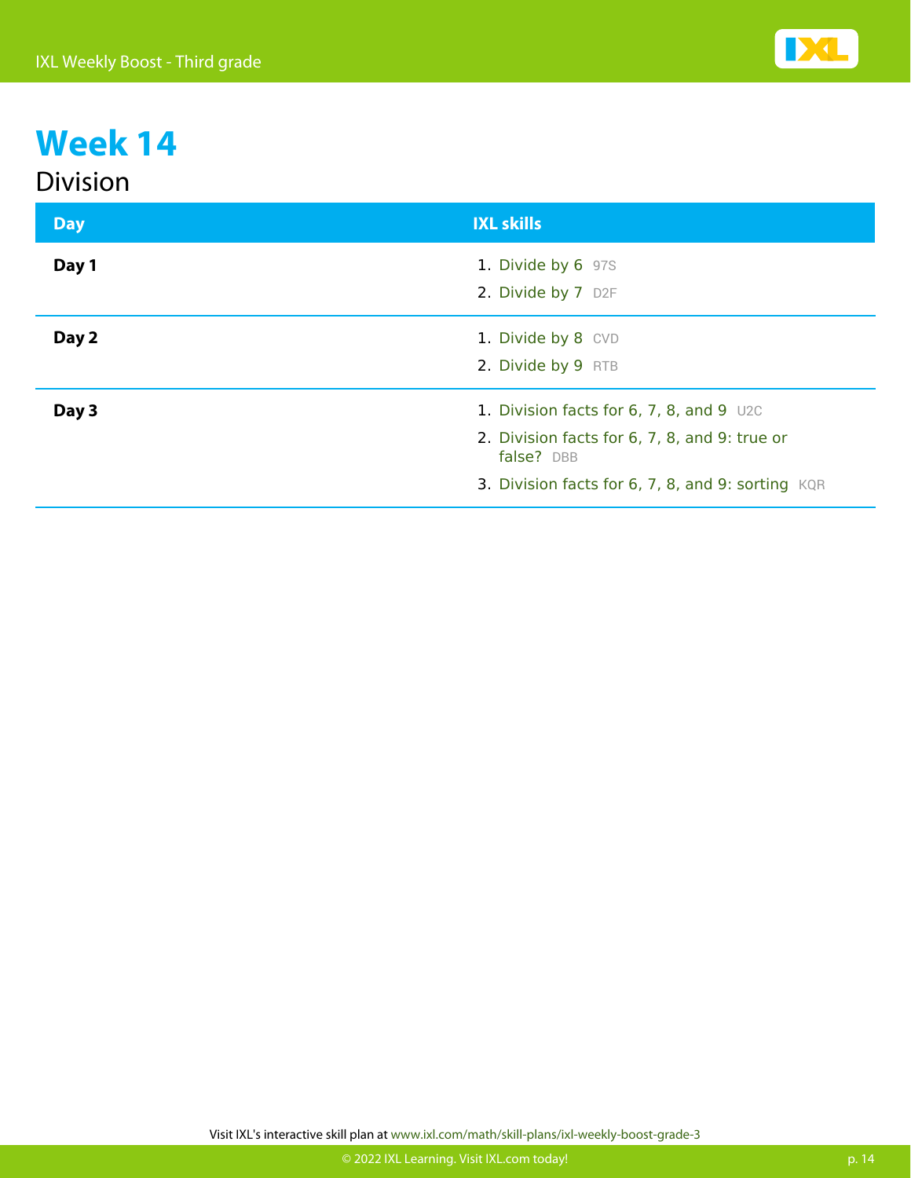# Week 14

## Division

| Day | IXL skills |
| --- | --- |
| **Day 1** | 1. Divide by 6 97S<br>2. Divide by 7 D2F |
| **Day 2** | 1. Divide by 8 CVD<br>2. Divide by 9 RTB |
| **Day 3** | 1. Division facts for 6, 7, 8, and 9 U2C<br>2. Division facts for 6, 7, 8, and 9: true or false? DBB<br>3. Division facts for 6, 7, 8, and 9: sorting KQR |

Visit IXL's interactive skill plan at www.ixl.com/math/skill-plans/ixl-weekly-boost-grade-3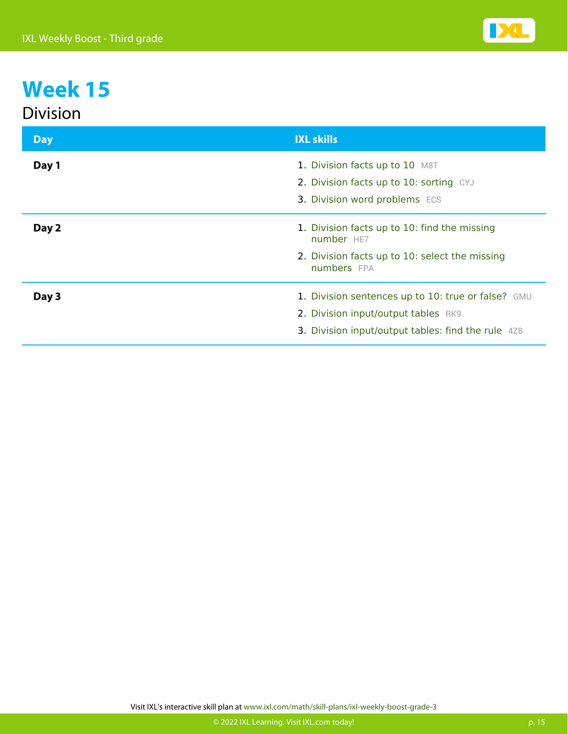# Week 15

## Division

| Day | IXL skills |
| --- | --- |
| **Day 1** | 1. Division facts up to 10 M8T<br>2. Division facts up to 10: sorting CYJ<br>3. Division word problems ECS |
| **Day 2** | 1. Division facts up to 10: find the missing number HE7<br>2. Division facts up to 10: select the missing numbers FPA |
| **Day 3** | 1. Division sentences up to 10: true or false? GMU<br>2. Division input/output tables RK9<br>3. Division input/output tables: find the rule 4Z8 |

Visit IXL's interactive skill plan at www.ixl.com/math/skill-plans/ixl-weekly-boost-grade-3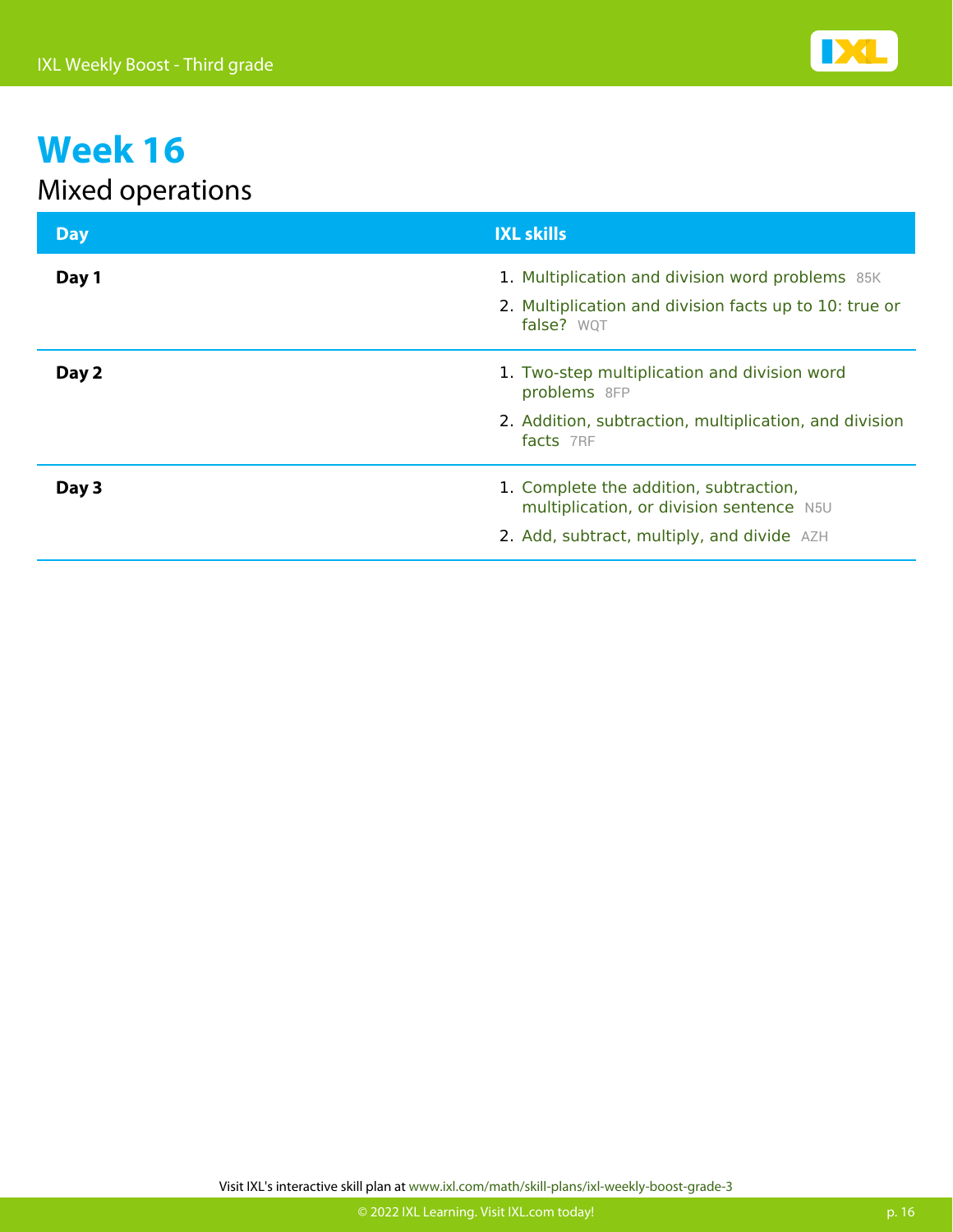# Week 16

## Mixed operations

| Day | IXL skills |
| --- | --- |
| **Day 1** | 1. Multiplication and division word problems 85K<br>2. Multiplication and division facts up to 10: true or false? WQT |
| **Day 2** | 1. Two-step multiplication and division word problems 8FP<br>2. Addition, subtraction, multiplication, and division facts 7RF |
| **Day 3** | 1. Complete the addition, subtraction, multiplication, or division sentence N5U<br>2. Add, subtract, multiply, and divide AZH |

Visit IXL's interactive skill plan at www.ixl.com/math/skill-plans/ixl-weekly-boost-grade-3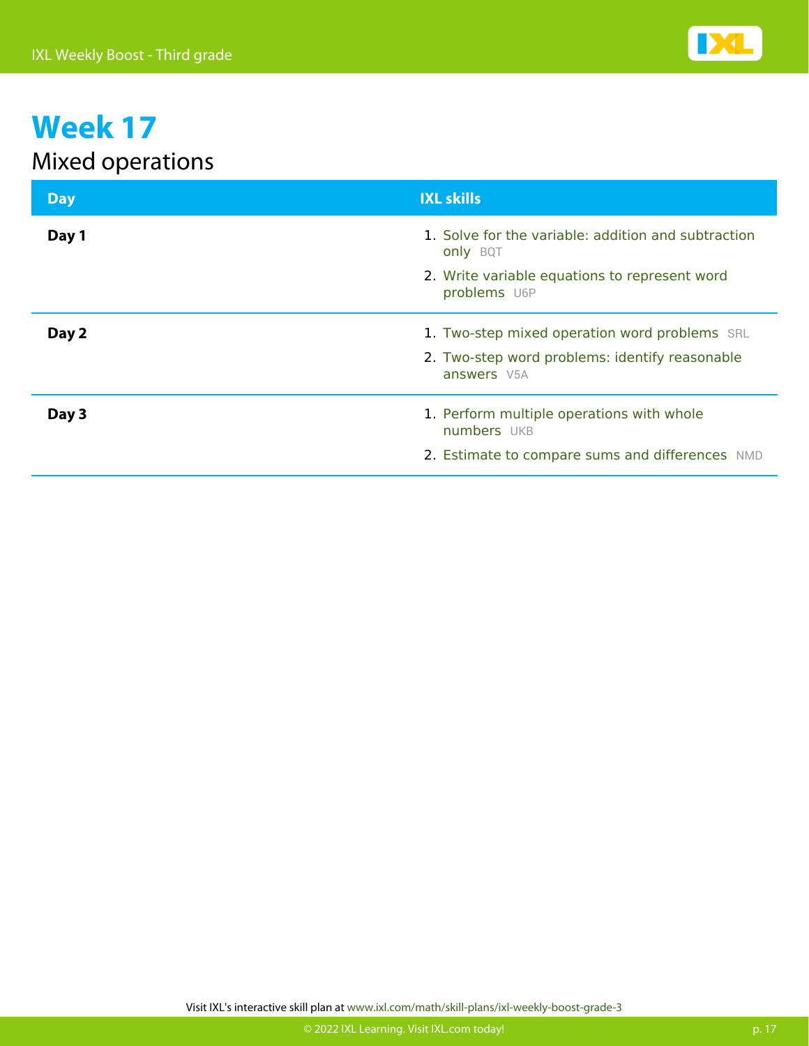# Week 17

## Mixed operations

| Day | IXL skills |
| --- | --- |
| **Day 1** | 1. Solve for the variable: addition and subtraction only BQT<br>2. Write variable equations to represent word problems U6P |
| **Day 2** | 1. Two-step mixed operation word problems SRL<br>2. Two-step word problems: identify reasonable answers V5A |
| **Day 3** | 1. Perform multiple operations with whole numbers UKB<br>2. Estimate to compare sums and differences NMD |

Visit IXL's interactive skill plan at www.ixl.com/math/skill-plans/ixl-weekly-boost-grade-3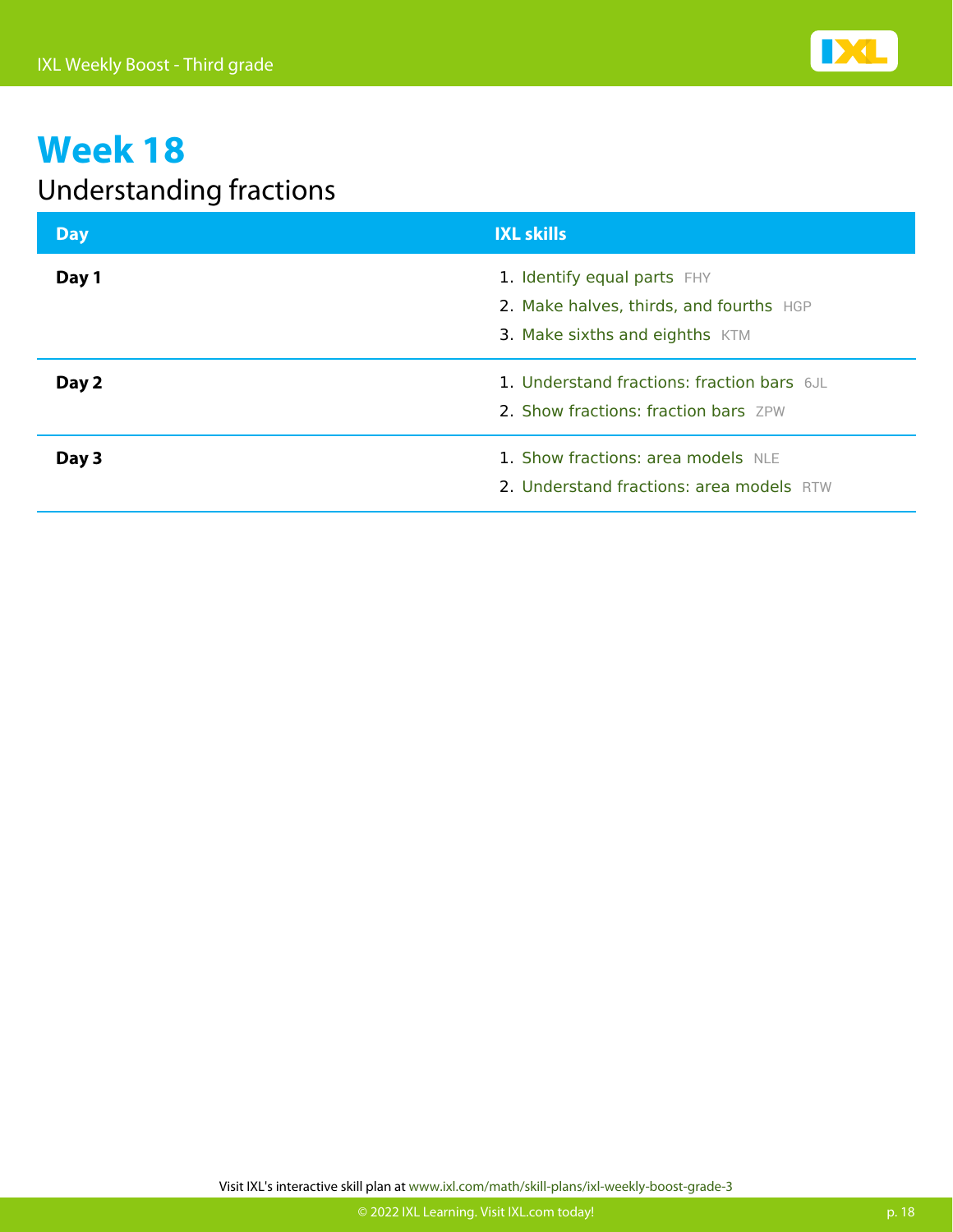# Week 18

## Understanding fractions

| Day | IXL skills |
|---|---|
| **Day 1** | 1. Identify equal parts FHY<br>2. Make halves, thirds, and fourths HGP<br>3. Make sixths and eighths KTM |
| **Day 2** | 1. Understand fractions: fraction bars 6JL<br>2. Show fractions: fraction bars ZPW |
| **Day 3** | 1. Show fractions: area models NLE<br>2. Understand fractions: area models RTW |

Visit IXL's interactive skill plan at www.ixl.com/math/skill-plans/ixl-weekly-boost-grade-3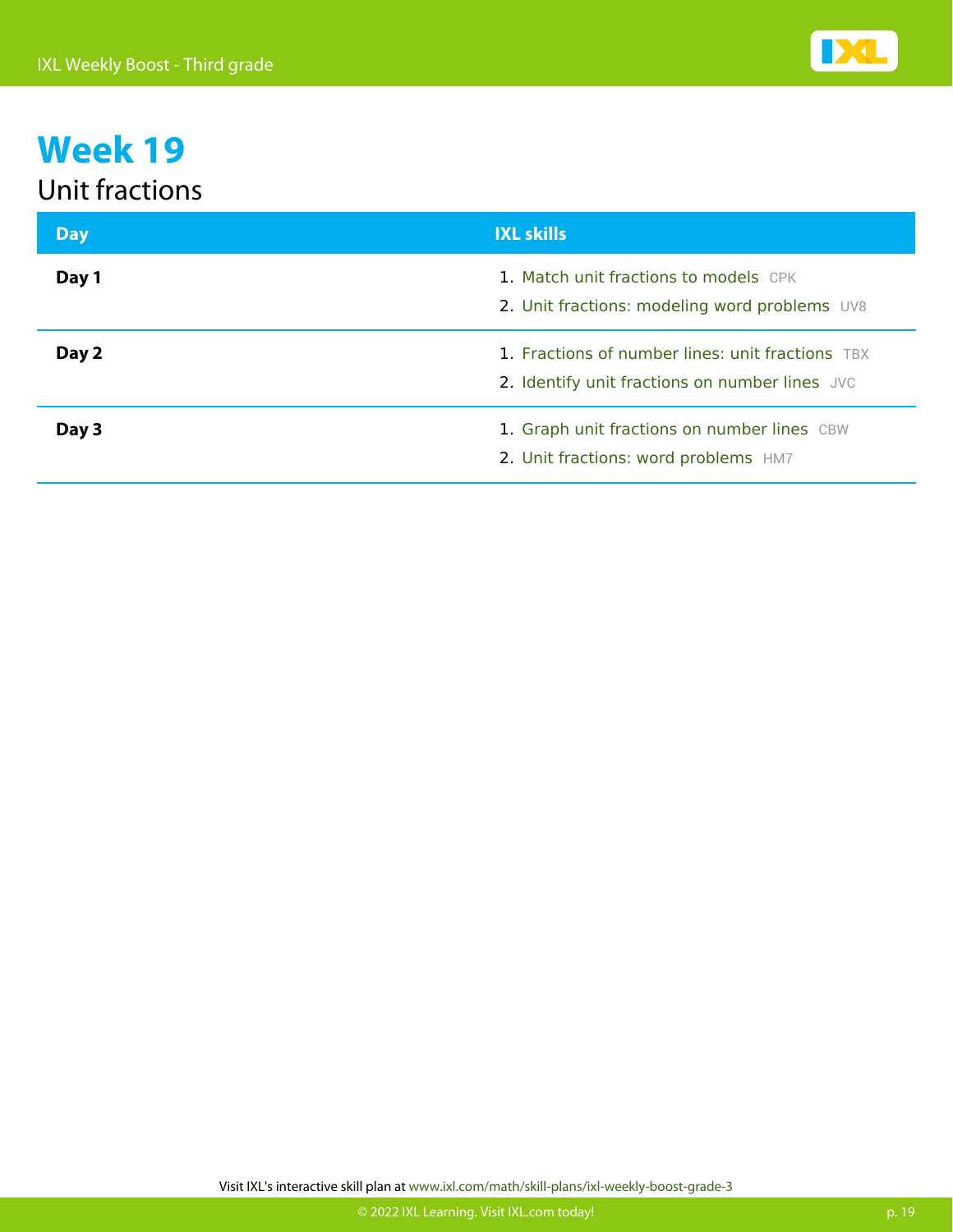# Week 19

## Unit fractions

| Day | IXL skills |
|---|---|
| **Day 1** | 1. Match unit fractions to models CPK<br>2. Unit fractions: modeling word problems UV8 |
| **Day 2** | 1. Fractions of number lines: unit fractions TBX<br>2. Identify unit fractions on number lines JVC |
| **Day 3** | 1. Graph unit fractions on number lines CBW<br>2. Unit fractions: word problems HM7 |

Visit IXL's interactive skill plan at www.ixl.com/math/skill-plans/ixl-weekly-boost-grade-3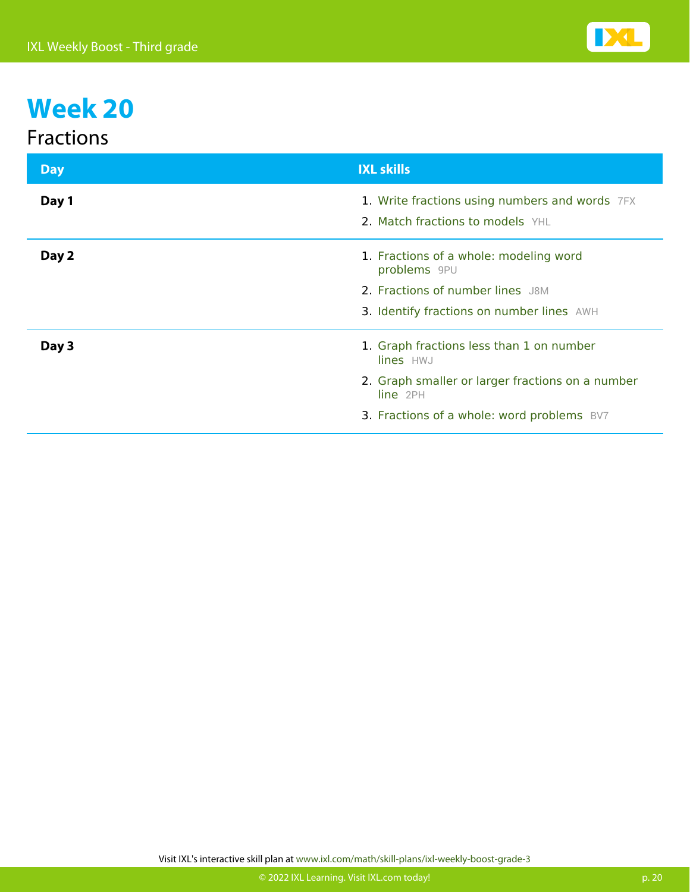# Week 20

## Fractions

| Day | IXL skills |
|---|---|
| **Day 1** | 1. Write fractions using numbers and words 7FX<br>2. Match fractions to models YHL |
| **Day 2** | 1. Fractions of a whole: modeling word problems 9PU<br>2. Fractions of number lines J8M<br>3. Identify fractions on number lines AWH |
| **Day 3** | 1. Graph fractions less than 1 on number lines HWJ<br>2. Graph smaller or larger fractions on a number line 2PH<br>3. Fractions of a whole: word problems BV7 |

Visit IXL's interactive skill plan at www.ixl.com/math/skill-plans/ixl-weekly-boost-grade-3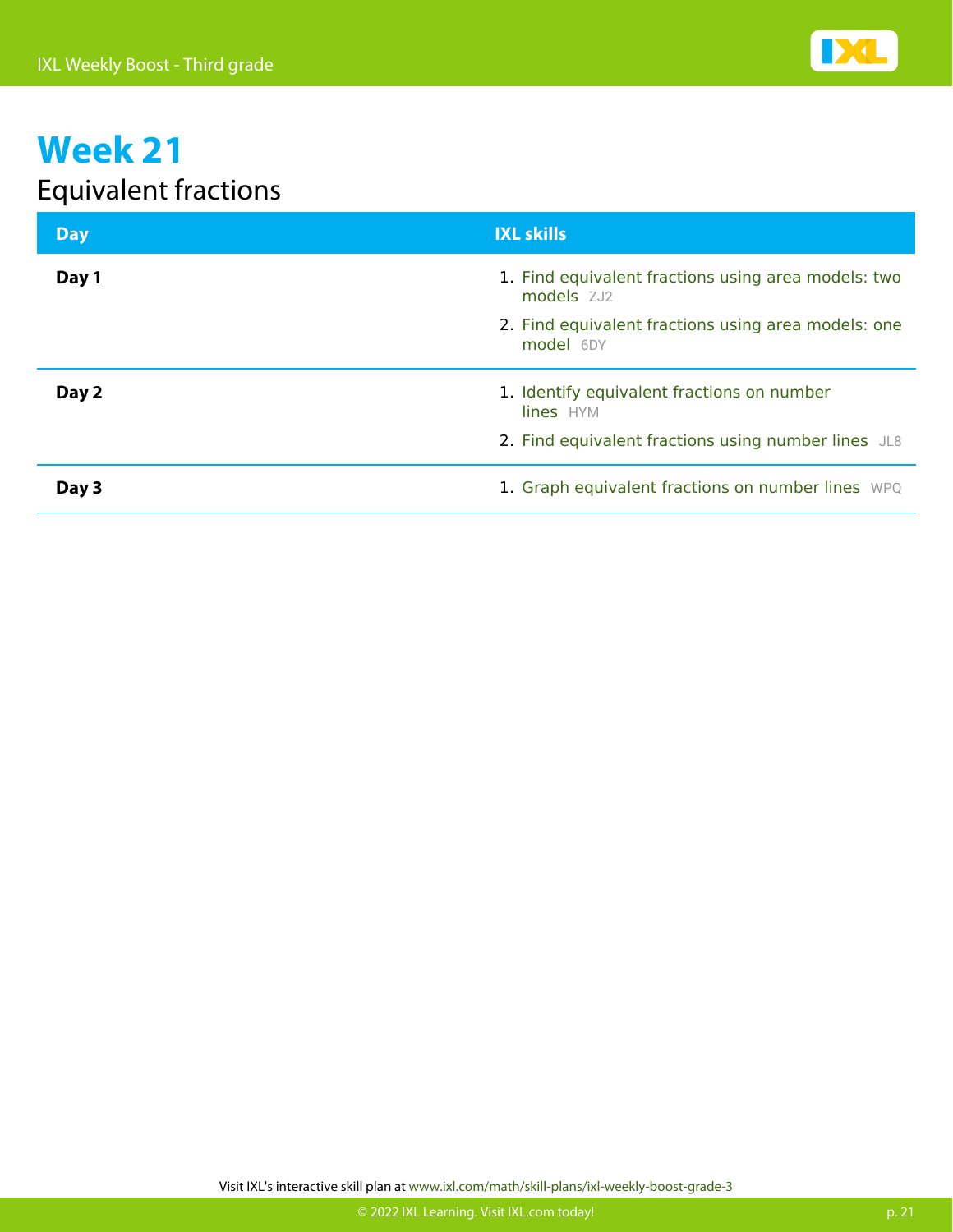# Week 21

## Equivalent fractions

| Day | IXL skills |
| --- | --- |
| **Day 1** | 1. Find equivalent fractions using area models: two models ZJ2<br>2. Find equivalent fractions using area models: one model 6DY |
| **Day 2** | 1. Identify equivalent fractions on number lines HYM<br>2. Find equivalent fractions using number lines JL8 |
| **Day 3** | 1. Graph equivalent fractions on number lines WPQ |

Visit IXL's interactive skill plan at www.ixl.com/math/skill-plans/ixl-weekly-boost-grade-3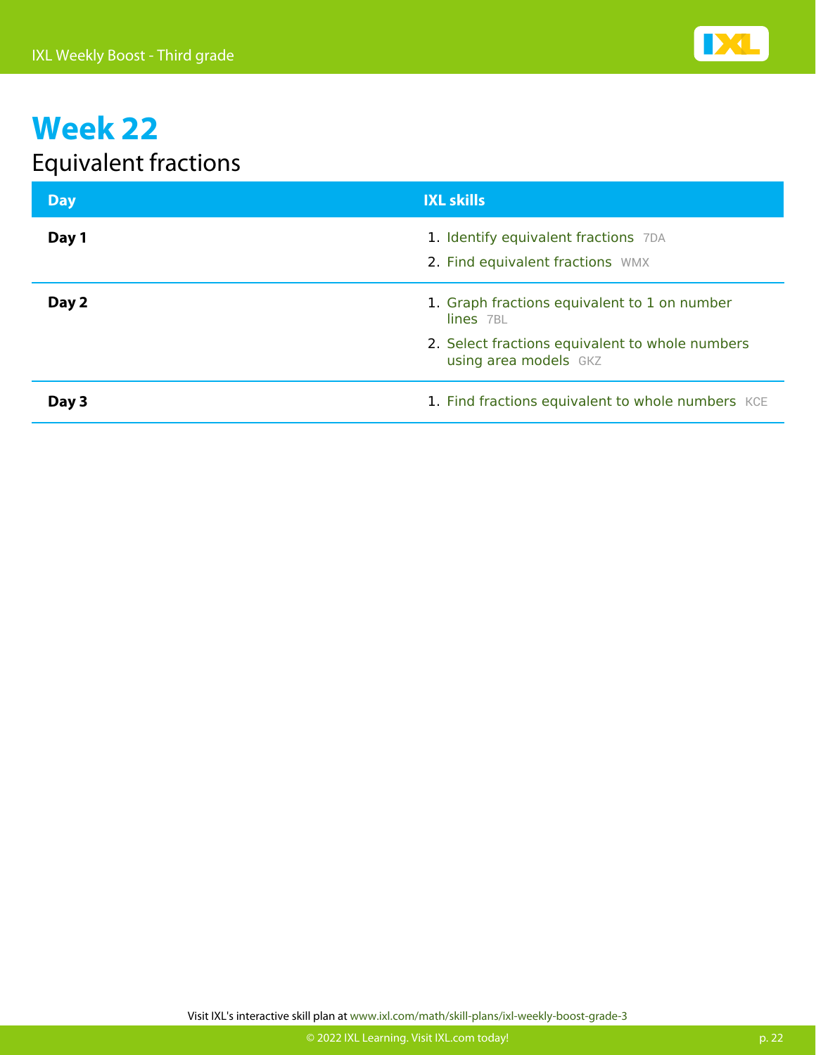# Week 22

## Equivalent fractions

| Day | IXL skills |
| --- | --- |
| **Day 1** | 1. Identify equivalent fractions 7DA<br>2. Find equivalent fractions WMX |
| **Day 2** | 1. Graph fractions equivalent to 1 on number lines 7BL<br>2. Select fractions equivalent to whole numbers using area models GKZ |
| **Day 3** | 1. Find fractions equivalent to whole numbers KCE |

Visit IXL's interactive skill plan at www.ixl.com/math/skill-plans/ixl-weekly-boost-grade-3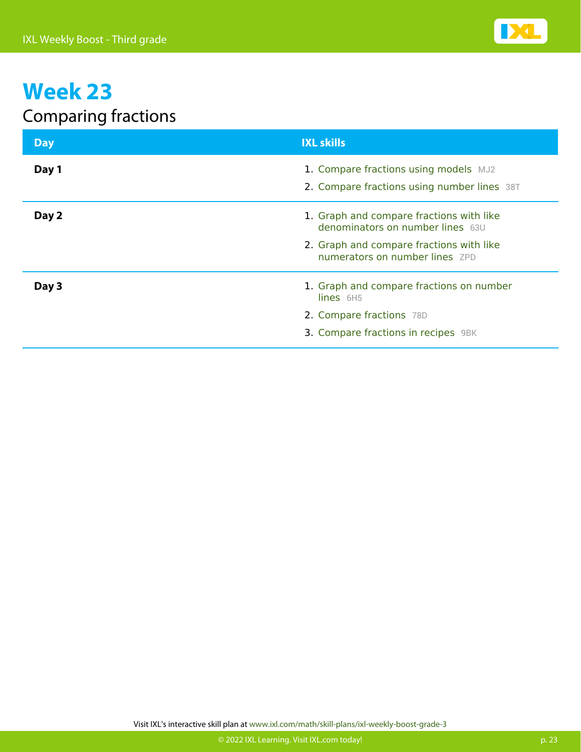# Week 23

## Comparing fractions

| Day | IXL skills |
| --- | --- |
| **Day 1** | 1. Compare fractions using models MJ2<br>2. Compare fractions using number lines 38T |
| **Day 2** | 1. Graph and compare fractions with like denominators on number lines 63U<br>2. Graph and compare fractions with like numerators on number lines ZPD |
| **Day 3** | 1. Graph and compare fractions on number lines 6H5<br>2. Compare fractions 78D<br>3. Compare fractions in recipes 9BK |

Visit IXL's interactive skill plan at www.ixl.com/math/skill-plans/ixl-weekly-boost-grade-3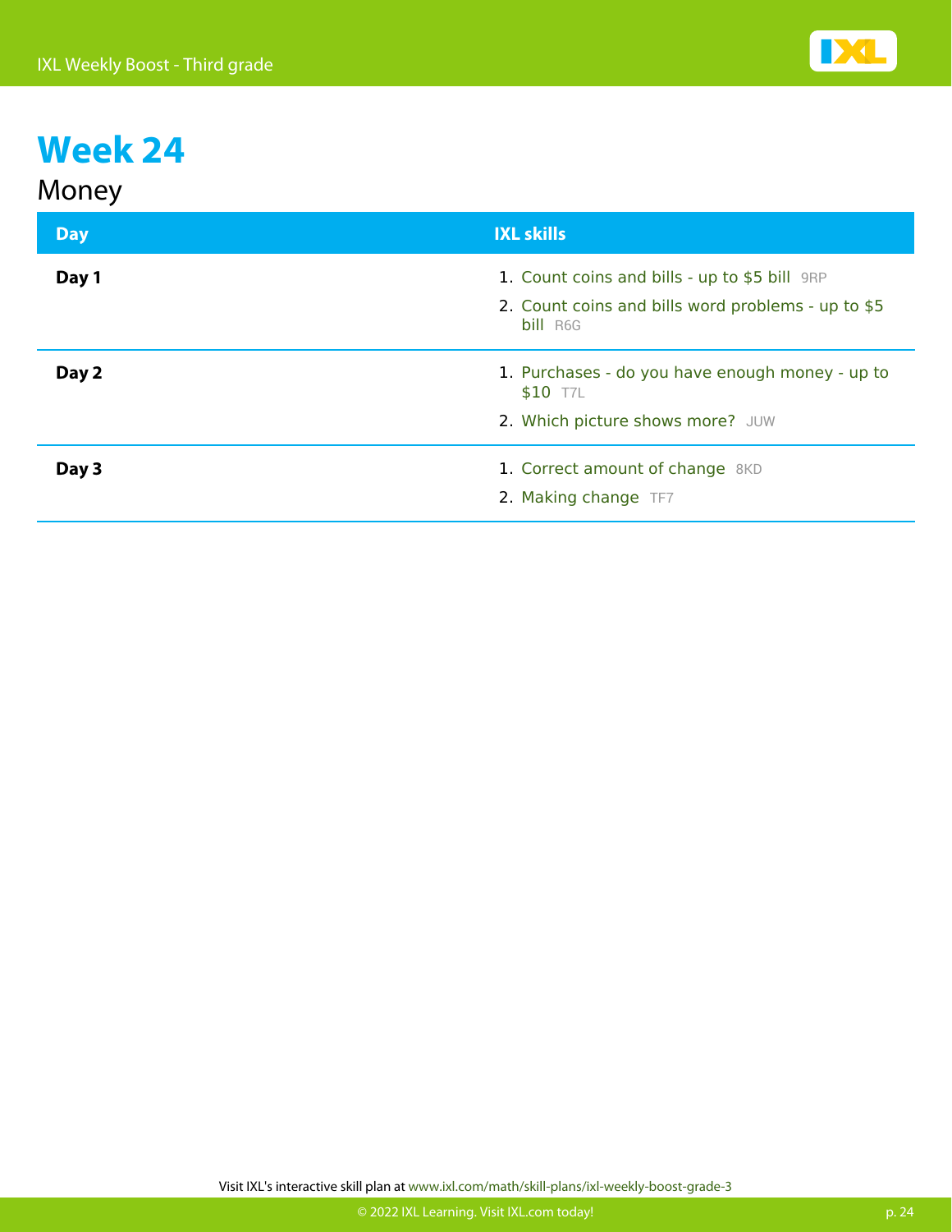# Week 24

## Money

| Day | IXL skills |
|---|---|
| **Day 1** | 1. Count coins and bills - up to $5 bill 9RP<br>2. Count coins and bills word problems - up to $5 bill R6G |
| **Day 2** | 1. Purchases - do you have enough money - up to $10 T7L<br>2. Which picture shows more? JUW |
| **Day 3** | 1. Correct amount of change 8KD<br>2. Making change TF7 |

Visit IXL's interactive skill plan at www.ixl.com/math/skill-plans/ixl-weekly-boost-grade-3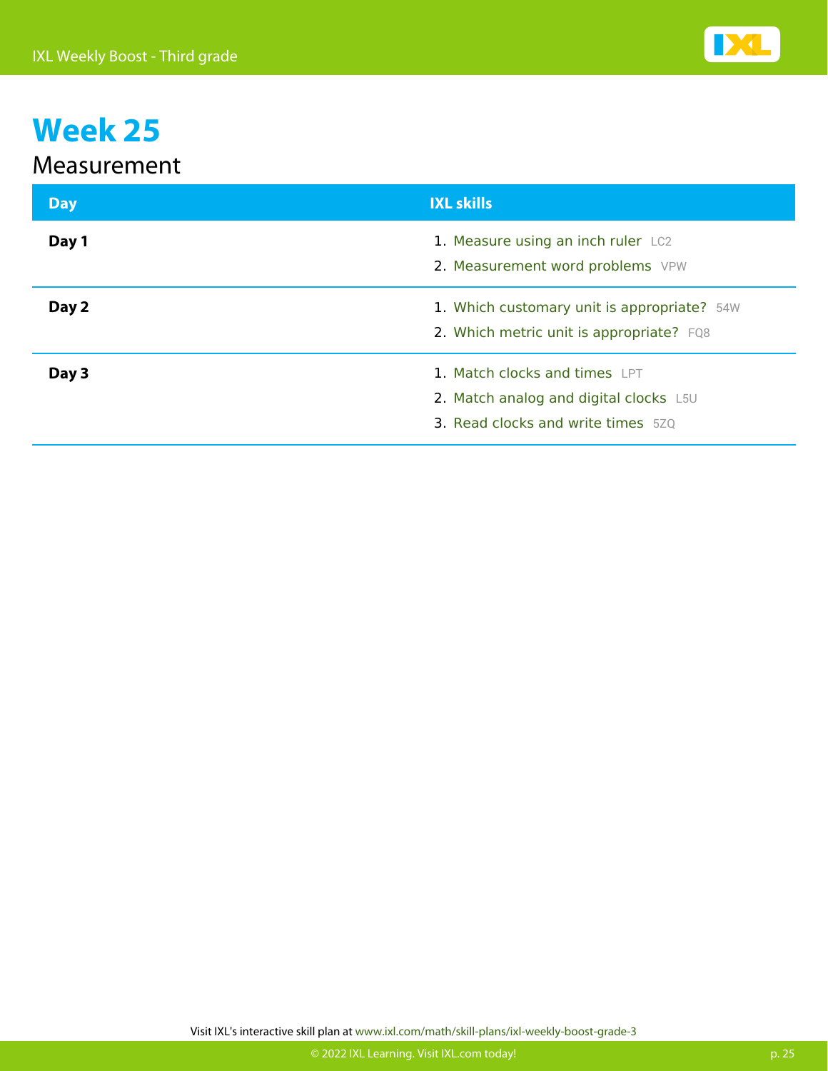# Week 25

## Measurement

| Day | IXL skills |
| --- | --- |
| **Day 1** | 1. Measure using an inch ruler LC2<br>2. Measurement word problems VPW |
| **Day 2** | 1. Which customary unit is appropriate? 54W<br>2. Which metric unit is appropriate? FQ8 |
| **Day 3** | 1. Match clocks and times LPT<br>2. Match analog and digital clocks L5U<br>3. Read clocks and write times 5ZQ |

Visit IXL's interactive skill plan at www.ixl.com/math/skill-plans/ixl-weekly-boost-grade-3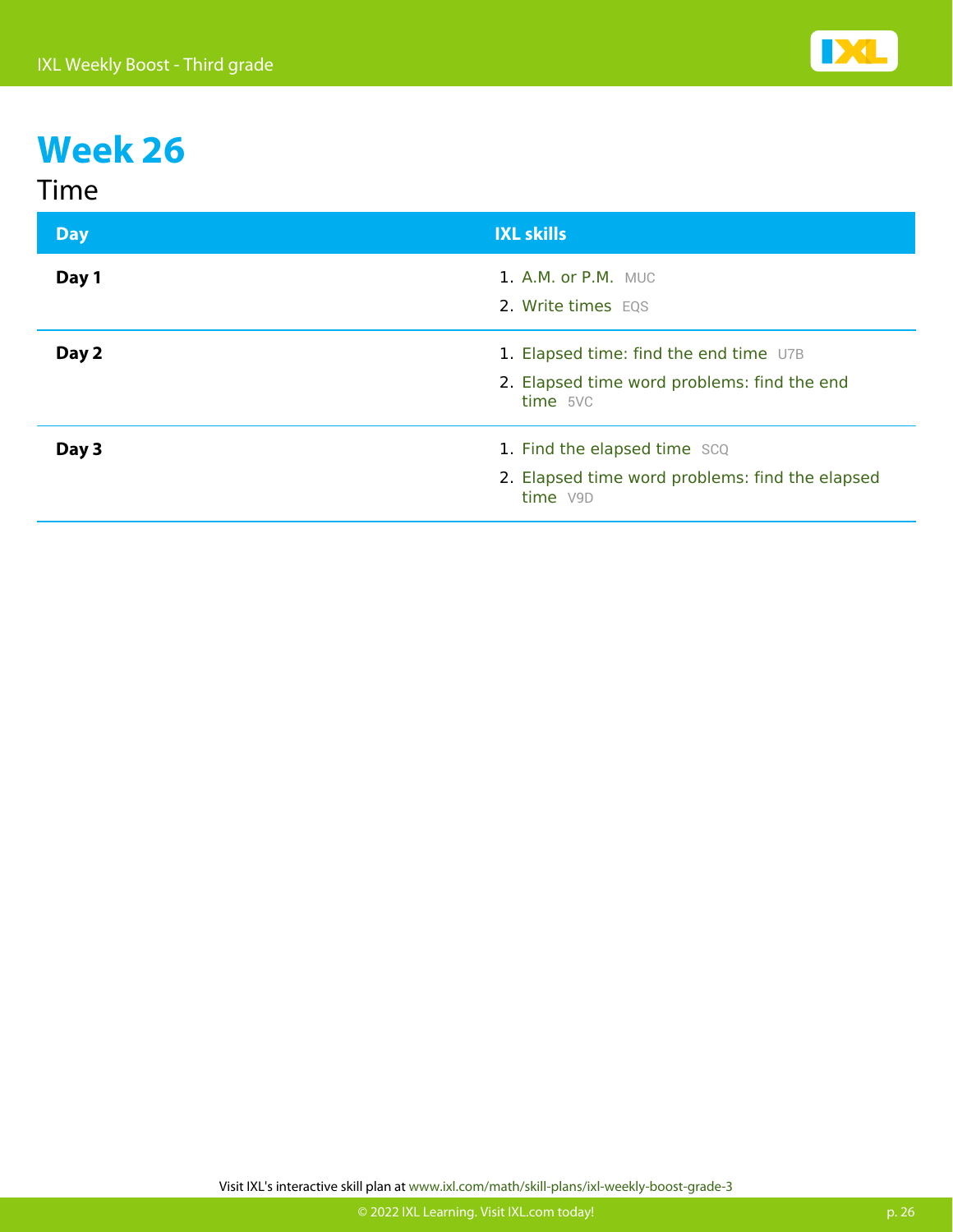# Week 26

## Time

| Day | IXL skills |
|---|---|
| **Day 1** | 1. A.M. or P.M. MUC<br>2. Write times EQS |
| **Day 2** | 1. Elapsed time: find the end time U7B<br>2. Elapsed time word problems: find the end time 5VC |
| **Day 3** | 1. Find the elapsed time SCQ<br>2. Elapsed time word problems: find the elapsed time V9D |

Visit IXL's interactive skill plan at www.ixl.com/math/skill-plans/ixl-weekly-boost-grade-3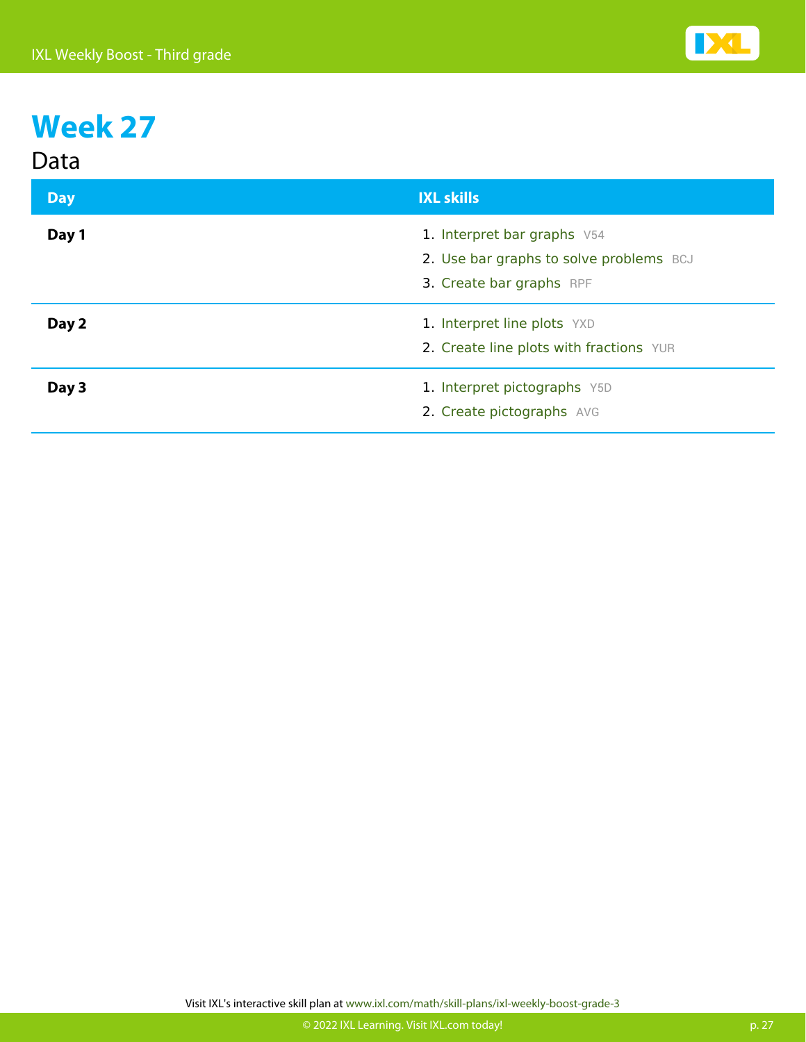# Week 27

## Data

| Day | IXL skills |
| --- | --- |
| **Day 1** | 1. Interpret bar graphs V54<br>2. Use bar graphs to solve problems BCJ<br>3. Create bar graphs RPF |
| **Day 2** | 1. Interpret line plots YXD<br>2. Create line plots with fractions YUR |
| **Day 3** | 1. Interpret pictographs Y5D<br>2. Create pictographs AVG |

Visit IXL's interactive skill plan at www.ixl.com/math/skill-plans/ixl-weekly-boost-grade-3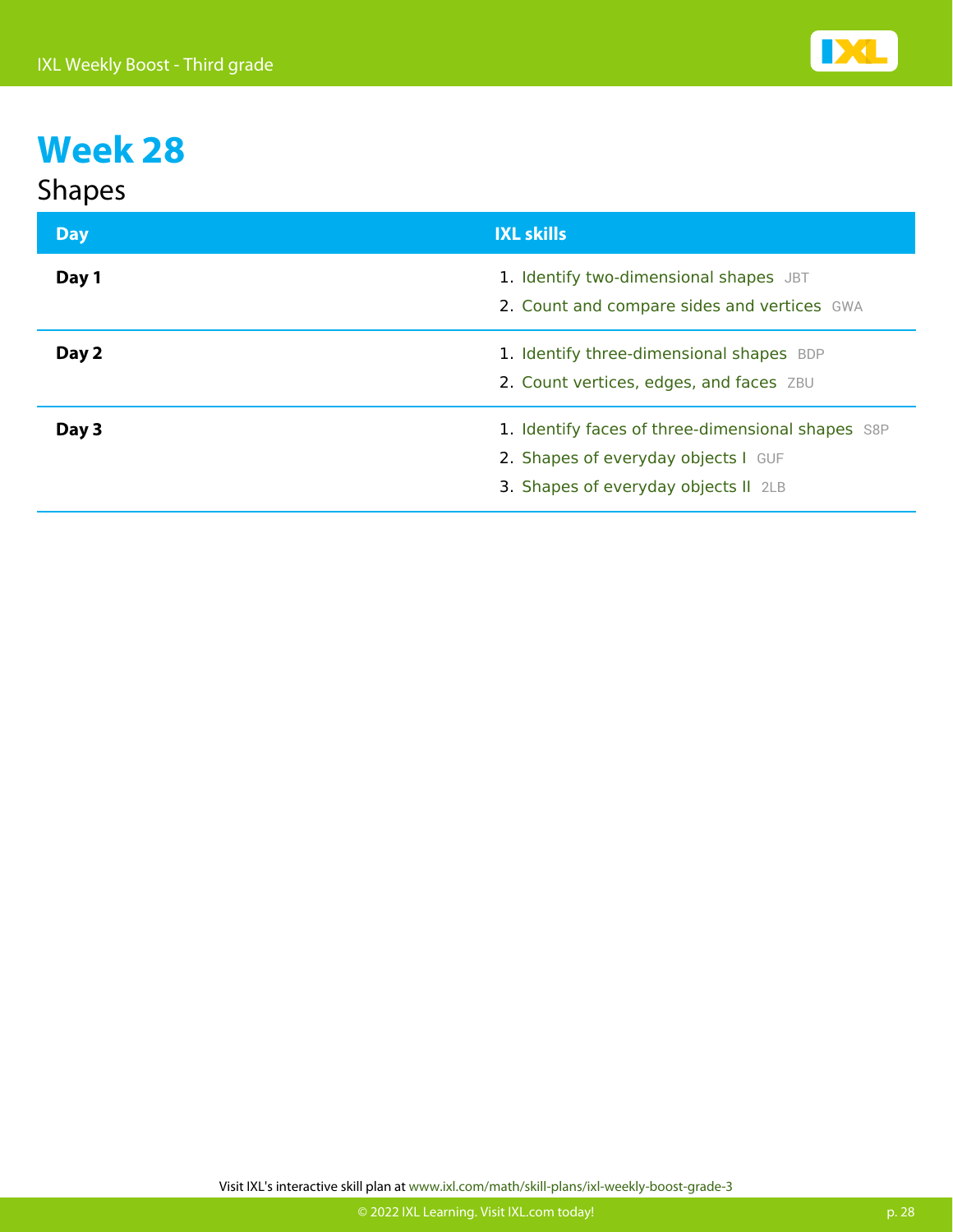# Week 28

## Shapes

| Day | IXL skills |
|---|---|
| **Day 1** | 1. Identify two-dimensional shapes JBT<br>2. Count and compare sides and vertices GWA |
| **Day 2** | 1. Identify three-dimensional shapes BDP<br>2. Count vertices, edges, and faces ZBU |
| **Day 3** | 1. Identify faces of three-dimensional shapes S8P<br>2. Shapes of everyday objects I GUF<br>3. Shapes of everyday objects II 2LB |

Visit IXL's interactive skill plan at www.ixl.com/math/skill-plans/ixl-weekly-boost-grade-3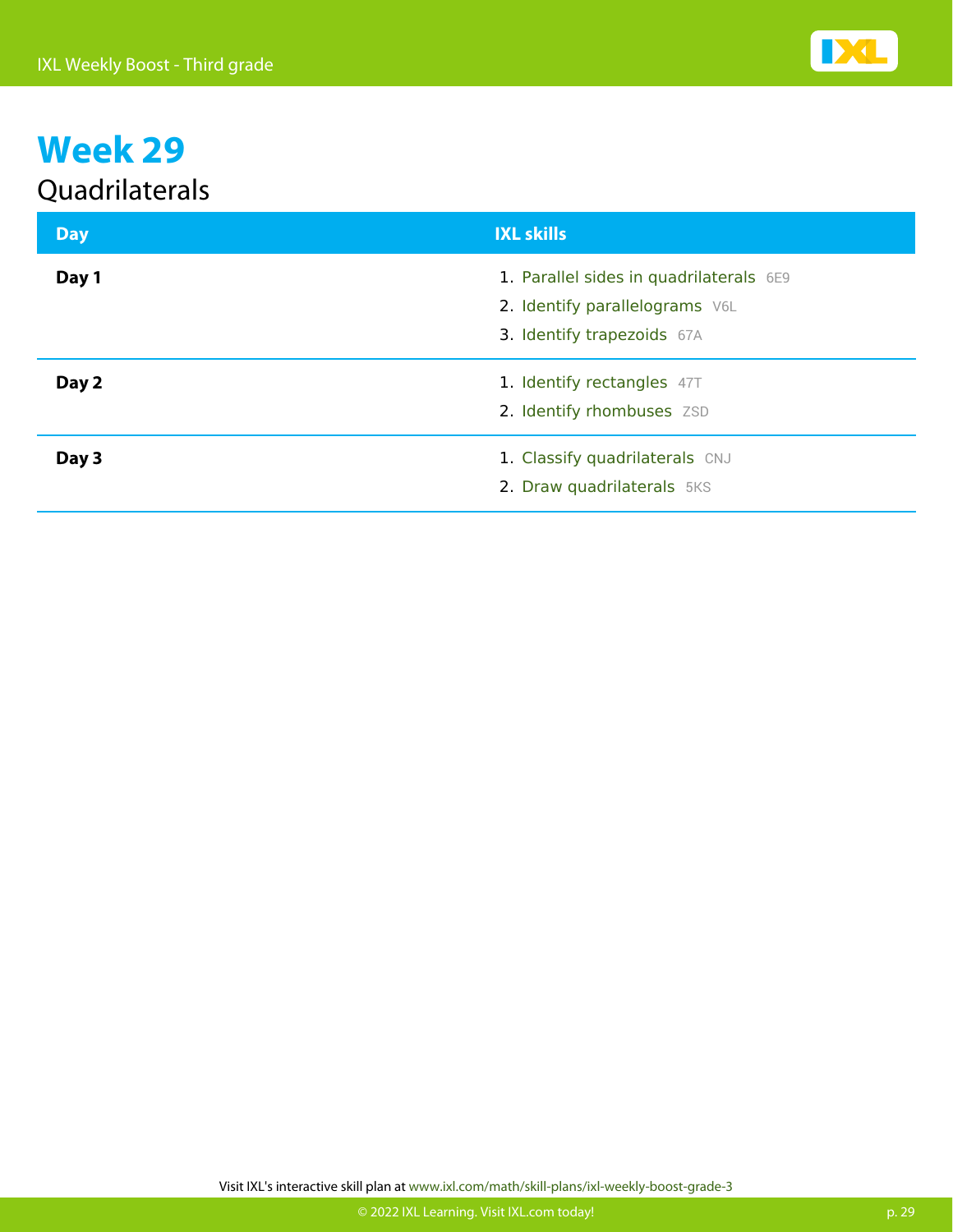# Week 29

## Quadrilaterals

| Day | IXL skills |
|---|---|
| **Day 1** | 1. Parallel sides in quadrilaterals 6E9<br>2. Identify parallelograms V6L<br>3. Identify trapezoids 67A |
| **Day 2** | 1. Identify rectangles 47T<br>2. Identify rhombuses ZSD |
| **Day 3** | 1. Classify quadrilaterals CNJ<br>2. Draw quadrilaterals 5KS |

Visit IXL's interactive skill plan at www.ixl.com/math/skill-plans/ixl-weekly-boost-grade-3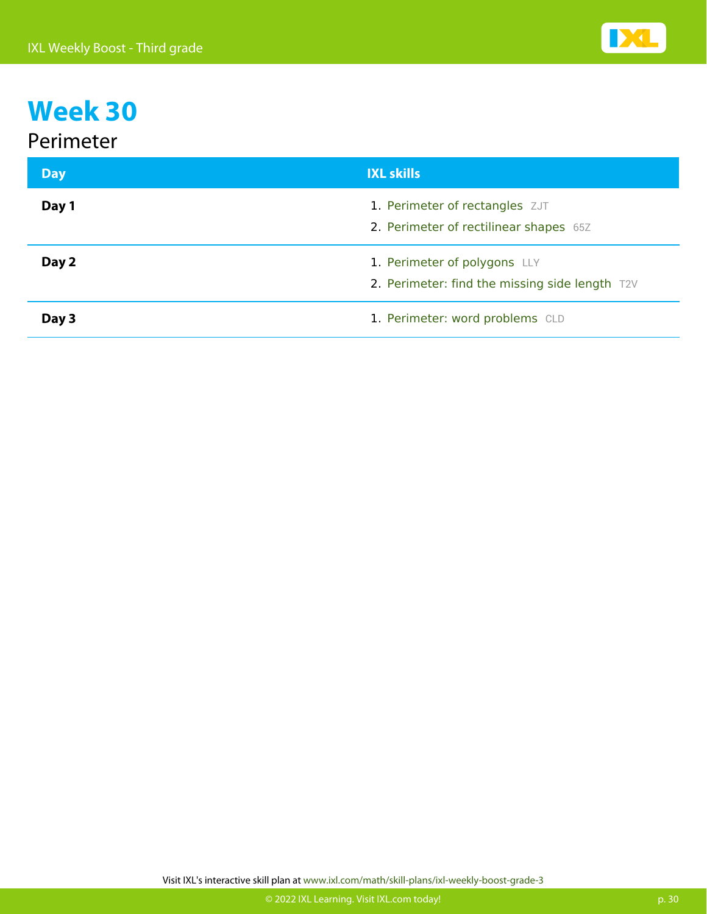# Week 30

## Perimeter

| Day | IXL skills |
|---|---|
| **Day 1** | 1. Perimeter of rectangles ZJT<br>2. Perimeter of rectilinear shapes 65Z |
| **Day 2** | 1. Perimeter of polygons LLY<br>2. Perimeter: find the missing side length T2V |
| **Day 3** | 1. Perimeter: word problems CLD |

Visit IXL's interactive skill plan at www.ixl.com/math/skill-plans/ixl-weekly-boost-grade-3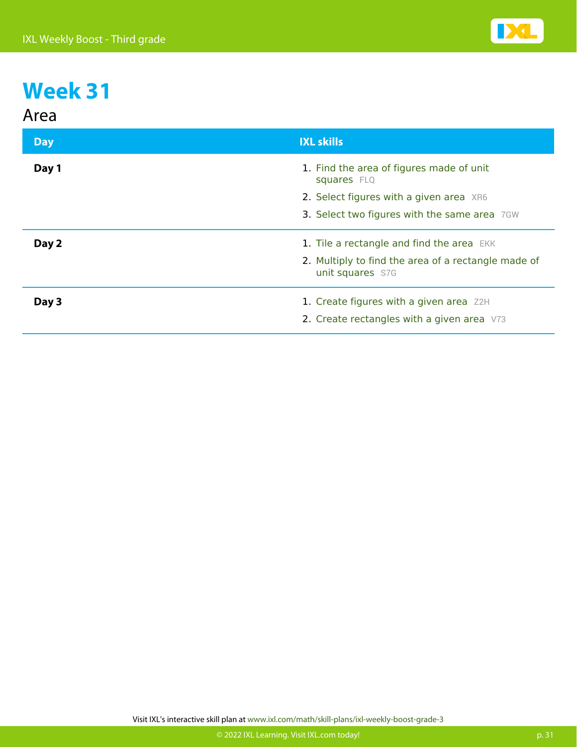# Week 31

## Area

| Day | IXL skills |
| --- | --- |
| **Day 1** | 1. Find the area of figures made of unit squares FLQ<br>2. Select figures with a given area XR6<br>3. Select two figures with the same area 7GW |
| **Day 2** | 1. Tile a rectangle and find the area EKK<br>2. Multiply to find the area of a rectangle made of unit squares S7G |
| **Day 3** | 1. Create figures with a given area Z2H<br>2. Create rectangles with a given area V73 |

Visit IXL's interactive skill plan at www.ixl.com/math/skill-plans/ixl-weekly-boost-grade-3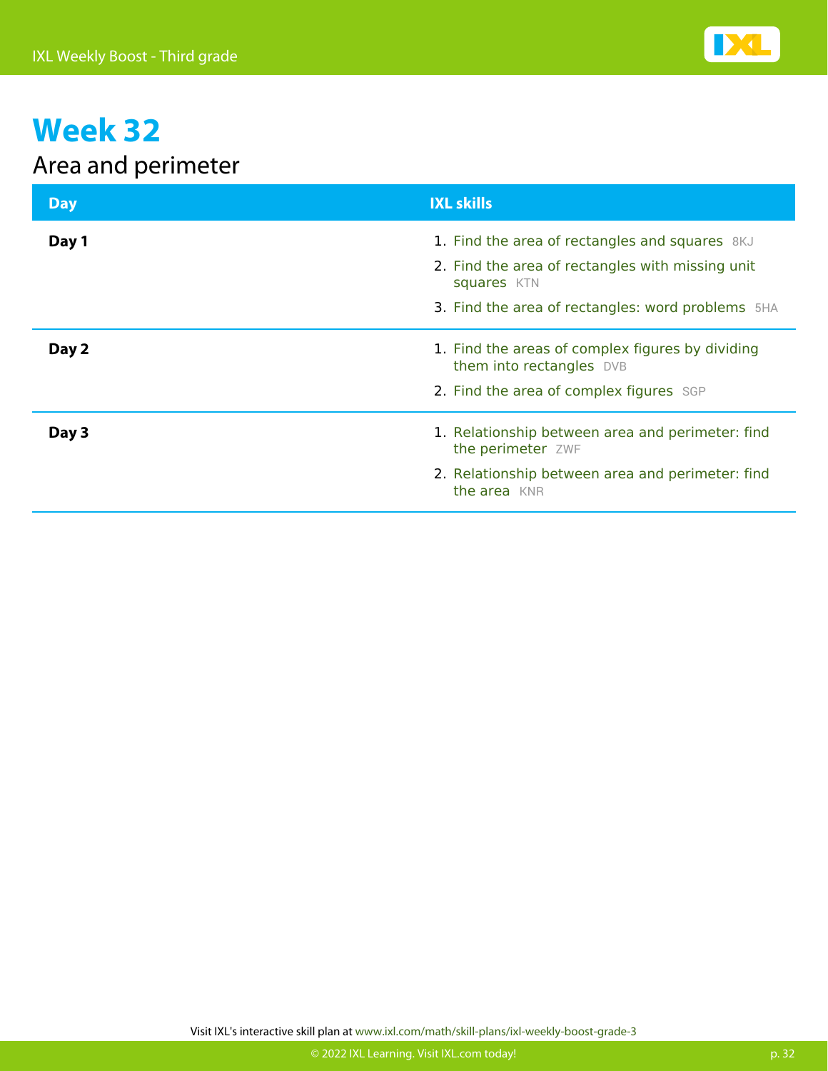# Week 32

## Area and perimeter

| Day | IXL skills |
| --- | --- |
| **Day 1** | 1. Find the area of rectangles and squares 8KJ<br>2. Find the area of rectangles with missing unit squares KTN<br>3. Find the area of rectangles: word problems 5HA |
| **Day 2** | 1. Find the areas of complex figures by dividing them into rectangles DVB<br>2. Find the area of complex figures SGP |
| **Day 3** | 1. Relationship between area and perimeter: find the perimeter ZWF<br>2. Relationship between area and perimeter: find the area KNR |

Visit IXL's interactive skill plan at www.ixl.com/math/skill-plans/ixl-weekly-boost-grade-3